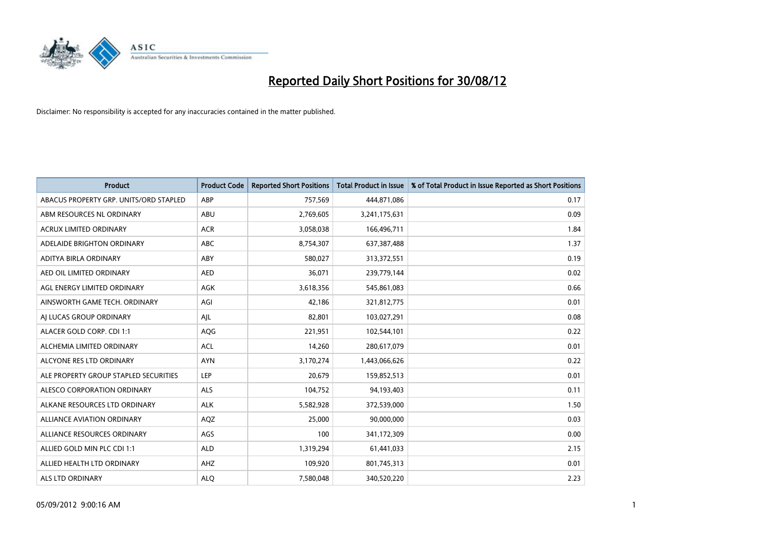# Reported Daily Short Positions for 30/08/12

Disclaimer: No responsibility is accepted for any inaccuracies contained in the matter published.

| Product | Product Code | Reported Short Positions | Total Product in Issue | % of Total Product in Issue Reported as Short Positions |
|---|---|---|---|---|
| ABACUS PROPERTY GRP. UNITS/ORD STAPLED | ABP | 757,569 | 444,871,086 | 0.17 |
| ABM RESOURCES NL ORDINARY | ABU | 2,769,605 | 3,241,175,631 | 0.09 |
| ACRUX LIMITED ORDINARY | ACR | 3,058,038 | 166,496,711 | 1.84 |
| ADELAIDE BRIGHTON ORDINARY | ABC | 8,754,307 | 637,387,488 | 1.37 |
| ADITYA BIRLA ORDINARY | ABY | 580,027 | 313,372,551 | 0.19 |
| AED OIL LIMITED ORDINARY | AED | 36,071 | 239,779,144 | 0.02 |
| AGL ENERGY LIMITED ORDINARY | AGK | 3,618,356 | 545,861,083 | 0.66 |
| AINSWORTH GAME TECH. ORDINARY | AGI | 42,186 | 321,812,775 | 0.01 |
| AJ LUCAS GROUP ORDINARY | AJL | 82,801 | 103,027,291 | 0.08 |
| ALACER GOLD CORP. CDI 1:1 | AQG | 221,951 | 102,544,101 | 0.22 |
| ALCHEMIA LIMITED ORDINARY | ACL | 14,260 | 280,617,079 | 0.01 |
| ALCYONE RES LTD ORDINARY | AYN | 3,170,274 | 1,443,066,626 | 0.22 |
| ALE PROPERTY GROUP STAPLED SECURITIES | LEP | 20,679 | 159,852,513 | 0.01 |
| ALESCO CORPORATION ORDINARY | ALS | 104,752 | 94,193,403 | 0.11 |
| ALKANE RESOURCES LTD ORDINARY | ALK | 5,582,928 | 372,539,000 | 1.50 |
| ALLIANCE AVIATION ORDINARY | AQZ | 25,000 | 90,000,000 | 0.03 |
| ALLIANCE RESOURCES ORDINARY | AGS | 100 | 341,172,309 | 0.00 |
| ALLIED GOLD MIN PLC CDI 1:1 | ALD | 1,319,294 | 61,441,033 | 2.15 |
| ALLIED HEALTH LTD ORDINARY | AHZ | 109,920 | 801,745,313 | 0.01 |
| ALS LTD ORDINARY | ALQ | 7,580,048 | 340,520,220 | 2.23 |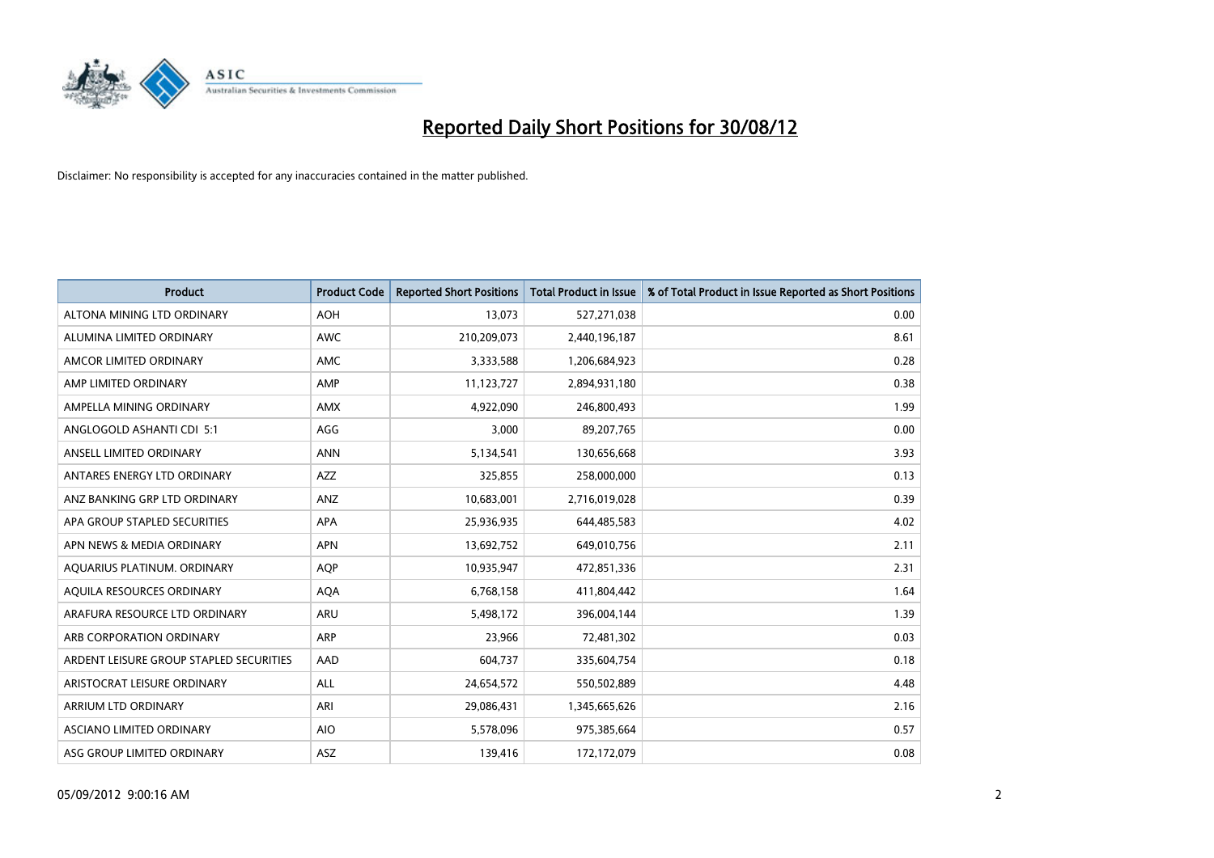# Reported Daily Short Positions for 30/08/12

Disclaimer: No responsibility is accepted for any inaccuracies contained in the matter published.

| Product | Product Code | Reported Short Positions | Total Product in Issue | % of Total Product in Issue Reported as Short Positions |
|---|---|---|---|---|
| ALTONA MINING LTD ORDINARY | AOH | 13,073 | 527,271,038 | 0.00 |
| ALUMINA LIMITED ORDINARY | AWC | 210,209,073 | 2,440,196,187 | 8.61 |
| AMCOR LIMITED ORDINARY | AMC | 3,333,588 | 1,206,684,923 | 0.28 |
| AMP LIMITED ORDINARY | AMP | 11,123,727 | 2,894,931,180 | 0.38 |
| AMPELLA MINING ORDINARY | AMX | 4,922,090 | 246,800,493 | 1.99 |
| ANGLOGOLD ASHANTI CDI 5:1 | AGG | 3,000 | 89,207,765 | 0.00 |
| ANSELL LIMITED ORDINARY | ANN | 5,134,541 | 130,656,668 | 3.93 |
| ANTARES ENERGY LTD ORDINARY | AZZ | 325,855 | 258,000,000 | 0.13 |
| ANZ BANKING GRP LTD ORDINARY | ANZ | 10,683,001 | 2,716,019,028 | 0.39 |
| APA GROUP STAPLED SECURITIES | APA | 25,936,935 | 644,485,583 | 4.02 |
| APN NEWS & MEDIA ORDINARY | APN | 13,692,752 | 649,010,756 | 2.11 |
| AQUARIUS PLATINUM. ORDINARY | AQP | 10,935,947 | 472,851,336 | 2.31 |
| AQUILA RESOURCES ORDINARY | AQA | 6,768,158 | 411,804,442 | 1.64 |
| ARAFURA RESOURCE LTD ORDINARY | ARU | 5,498,172 | 396,004,144 | 1.39 |
| ARB CORPORATION ORDINARY | ARP | 23,966 | 72,481,302 | 0.03 |
| ARDENT LEISURE GROUP STAPLED SECURITIES | AAD | 604,737 | 335,604,754 | 0.18 |
| ARISTOCRAT LEISURE ORDINARY | ALL | 24,654,572 | 550,502,889 | 4.48 |
| ARRIUM LTD ORDINARY | ARI | 29,086,431 | 1,345,665,626 | 2.16 |
| ASCIANO LIMITED ORDINARY | AIO | 5,578,096 | 975,385,664 | 0.57 |
| ASG GROUP LIMITED ORDINARY | ASZ | 139,416 | 172,172,079 | 0.08 |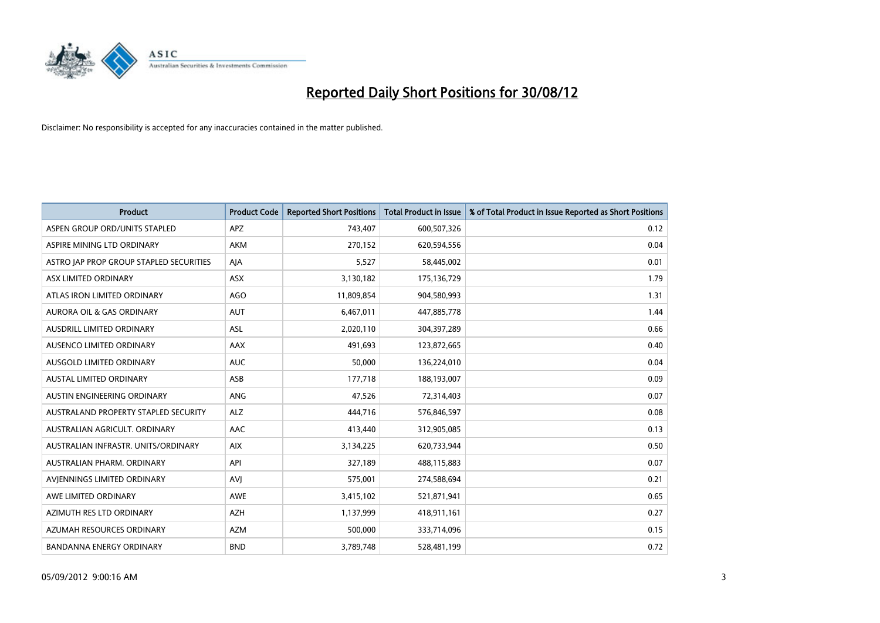# Reported Daily Short Positions for 30/08/12

Disclaimer: No responsibility is accepted for any inaccuracies contained in the matter published.

| Product | Product Code | Reported Short Positions | Total Product in Issue | % of Total Product in Issue Reported as Short Positions |
|---|---|---|---|---|
| ASPEN GROUP ORD/UNITS STAPLED | APZ | 743,407 | 600,507,326 | 0.12 |
| ASPIRE MINING LTD ORDINARY | AKM | 270,152 | 620,594,556 | 0.04 |
| ASTRO JAP PROP GROUP STAPLED SECURITIES | AJA | 5,527 | 58,445,002 | 0.01 |
| ASX LIMITED ORDINARY | ASX | 3,130,182 | 175,136,729 | 1.79 |
| ATLAS IRON LIMITED ORDINARY | AGO | 11,809,854 | 904,580,993 | 1.31 |
| AURORA OIL & GAS ORDINARY | AUT | 6,467,011 | 447,885,778 | 1.44 |
| AUSDRILL LIMITED ORDINARY | ASL | 2,020,110 | 304,397,289 | 0.66 |
| AUSENCO LIMITED ORDINARY | AAX | 491,693 | 123,872,665 | 0.40 |
| AUSGOLD LIMITED ORDINARY | AUC | 50,000 | 136,224,010 | 0.04 |
| AUSTAL LIMITED ORDINARY | ASB | 177,718 | 188,193,007 | 0.09 |
| AUSTIN ENGINEERING ORDINARY | ANG | 47,526 | 72,314,403 | 0.07 |
| AUSTRALAND PROPERTY STAPLED SECURITY | ALZ | 444,716 | 576,846,597 | 0.08 |
| AUSTRALIAN AGRICULT. ORDINARY | AAC | 413,440 | 312,905,085 | 0.13 |
| AUSTRALIAN INFRASTR. UNITS/ORDINARY | AIX | 3,134,225 | 620,733,944 | 0.50 |
| AUSTRALIAN PHARM. ORDINARY | API | 327,189 | 488,115,883 | 0.07 |
| AVJENNINGS LIMITED ORDINARY | AVJ | 575,001 | 274,588,694 | 0.21 |
| AWE LIMITED ORDINARY | AWE | 3,415,102 | 521,871,941 | 0.65 |
| AZIMUTH RES LTD ORDINARY | AZH | 1,137,999 | 418,911,161 | 0.27 |
| AZUMAH RESOURCES ORDINARY | AZM | 500,000 | 333,714,096 | 0.15 |
| BANDANNA ENERGY ORDINARY | BND | 3,789,748 | 528,481,199 | 0.72 |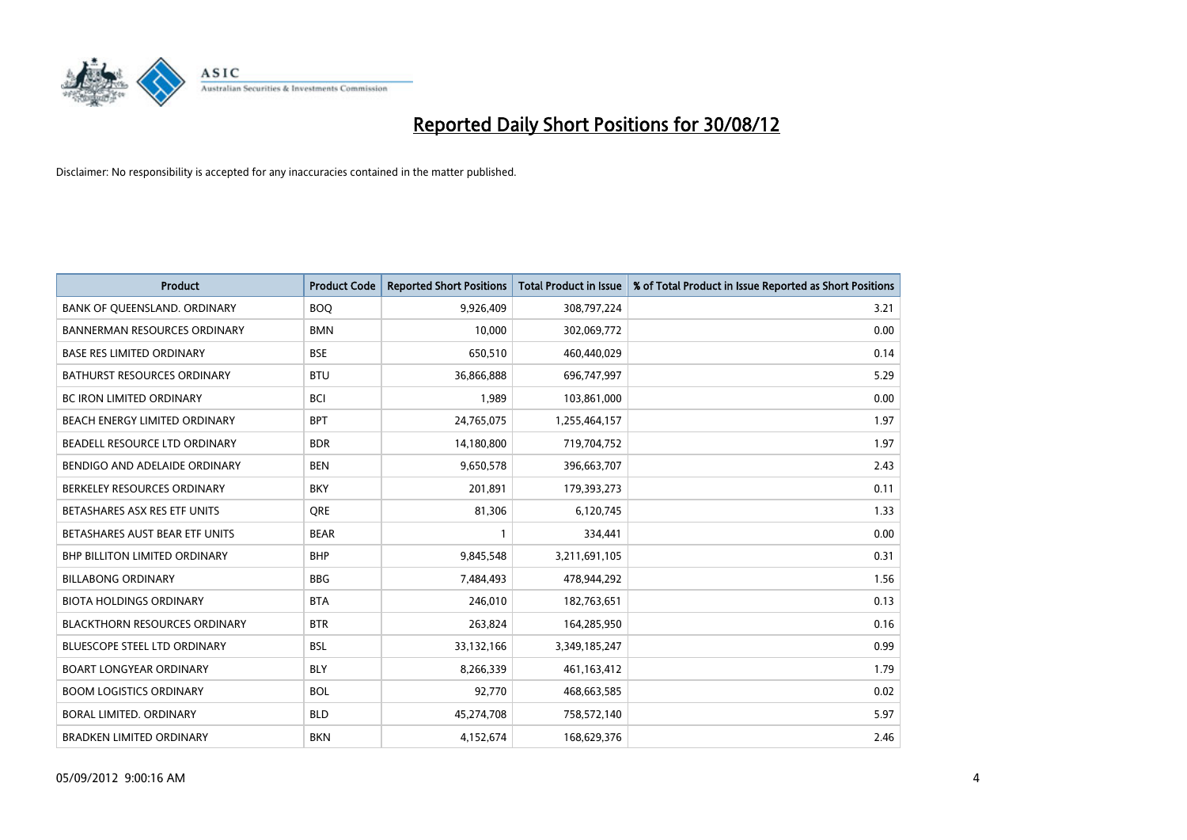# Reported Daily Short Positions for 30/08/12

Disclaimer: No responsibility is accepted for any inaccuracies contained in the matter published.

| Product | Product Code | Reported Short Positions | Total Product in Issue | % of Total Product in Issue Reported as Short Positions |
|---|---|---|---|---|
| BANK OF QUEENSLAND. ORDINARY | BOQ | 9,926,409 | 308,797,224 | 3.21 |
| BANNERMAN RESOURCES ORDINARY | BMN | 10,000 | 302,069,772 | 0.00 |
| BASE RES LIMITED ORDINARY | BSE | 650,510 | 460,440,029 | 0.14 |
| BATHURST RESOURCES ORDINARY | BTU | 36,866,888 | 696,747,997 | 5.29 |
| BC IRON LIMITED ORDINARY | BCI | 1,989 | 103,861,000 | 0.00 |
| BEACH ENERGY LIMITED ORDINARY | BPT | 24,765,075 | 1,255,464,157 | 1.97 |
| BEADELL RESOURCE LTD ORDINARY | BDR | 14,180,800 | 719,704,752 | 1.97 |
| BENDIGO AND ADELAIDE ORDINARY | BEN | 9,650,578 | 396,663,707 | 2.43 |
| BERKELEY RESOURCES ORDINARY | BKY | 201,891 | 179,393,273 | 0.11 |
| BETASHARES ASX RES ETF UNITS | QRE | 81,306 | 6,120,745 | 1.33 |
| BETASHARES AUST BEAR ETF UNITS | BEAR | 1 | 334,441 | 0.00 |
| BHP BILLITON LIMITED ORDINARY | BHP | 9,845,548 | 3,211,691,105 | 0.31 |
| BILLABONG ORDINARY | BBG | 7,484,493 | 478,944,292 | 1.56 |
| BIOTA HOLDINGS ORDINARY | BTA | 246,010 | 182,763,651 | 0.13 |
| BLACKTHORN RESOURCES ORDINARY | BTR | 263,824 | 164,285,950 | 0.16 |
| BLUESCOPE STEEL LTD ORDINARY | BSL | 33,132,166 | 3,349,185,247 | 0.99 |
| BOART LONGYEAR ORDINARY | BLY | 8,266,339 | 461,163,412 | 1.79 |
| BOOM LOGISTICS ORDINARY | BOL | 92,770 | 468,663,585 | 0.02 |
| BORAL LIMITED. ORDINARY | BLD | 45,274,708 | 758,572,140 | 5.97 |
| BRADKEN LIMITED ORDINARY | BKN | 4,152,674 | 168,629,376 | 2.46 |

05/09/2012 9:00:16 AM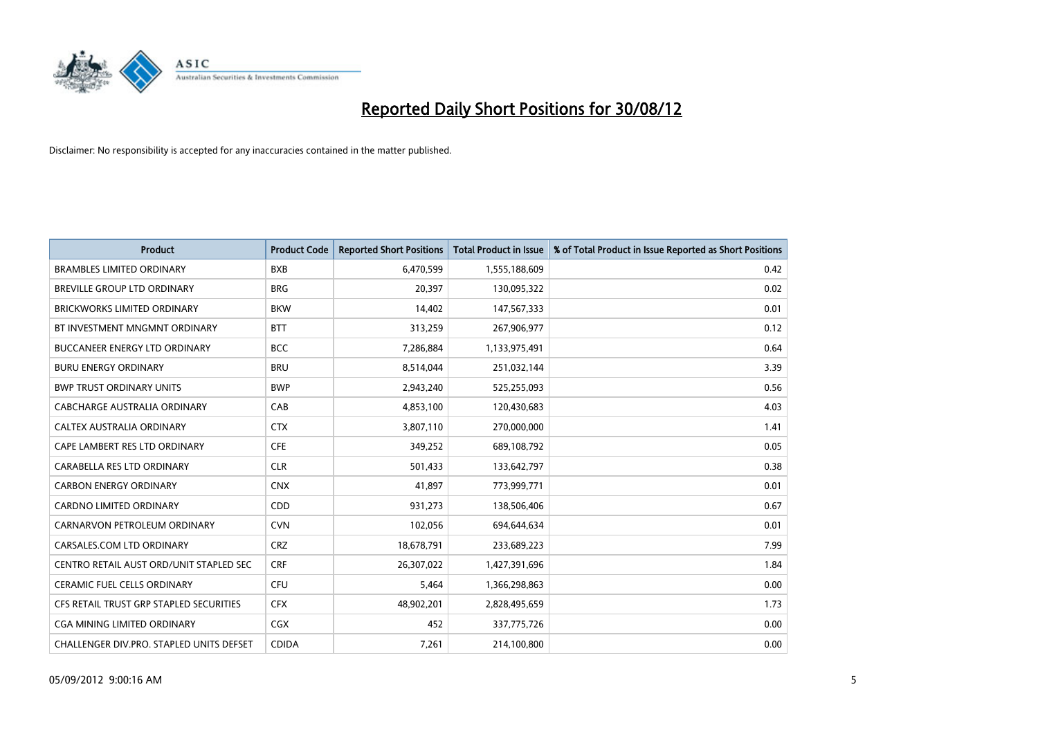# Reported Daily Short Positions for 30/08/12

Disclaimer: No responsibility is accepted for any inaccuracies contained in the matter published.

| Product | Product Code | Reported Short Positions | Total Product in Issue | % of Total Product in Issue Reported as Short Positions |
|---|---|---|---|---|
| BRAMBLES LIMITED ORDINARY | BXB | 6,470,599 | 1,555,188,609 | 0.42 |
| BREVILLE GROUP LTD ORDINARY | BRG | 20,397 | 130,095,322 | 0.02 |
| BRICKWORKS LIMITED ORDINARY | BKW | 14,402 | 147,567,333 | 0.01 |
| BT INVESTMENT MNGMNT ORDINARY | BTT | 313,259 | 267,906,977 | 0.12 |
| BUCCANEER ENERGY LTD ORDINARY | BCC | 7,286,884 | 1,133,975,491 | 0.64 |
| BURU ENERGY ORDINARY | BRU | 8,514,044 | 251,032,144 | 3.39 |
| BWP TRUST ORDINARY UNITS | BWP | 2,943,240 | 525,255,093 | 0.56 |
| CABCHARGE AUSTRALIA ORDINARY | CAB | 4,853,100 | 120,430,683 | 4.03 |
| CALTEX AUSTRALIA ORDINARY | CTX | 3,807,110 | 270,000,000 | 1.41 |
| CAPE LAMBERT RES LTD ORDINARY | CFE | 349,252 | 689,108,792 | 0.05 |
| CARABELLA RES LTD ORDINARY | CLR | 501,433 | 133,642,797 | 0.38 |
| CARBON ENERGY ORDINARY | CNX | 41,897 | 773,999,771 | 0.01 |
| CARDNO LIMITED ORDINARY | CDD | 931,273 | 138,506,406 | 0.67 |
| CARNARVON PETROLEUM ORDINARY | CVN | 102,056 | 694,644,634 | 0.01 |
| CARSALES.COM LTD ORDINARY | CRZ | 18,678,791 | 233,689,223 | 7.99 |
| CENTRO RETAIL AUST ORD/UNIT STAPLED SEC | CRF | 26,307,022 | 1,427,391,696 | 1.84 |
| CERAMIC FUEL CELLS ORDINARY | CFU | 5,464 | 1,366,298,863 | 0.00 |
| CFS RETAIL TRUST GRP STAPLED SECURITIES | CFX | 48,902,201 | 2,828,495,659 | 1.73 |
| CGA MINING LIMITED ORDINARY | CGX | 452 | 337,775,726 | 0.00 |
| CHALLENGER DIV.PRO. STAPLED UNITS DEFSET | CDIDA | 7,261 | 214,100,800 | 0.00 |

05/09/2012 9:00:16 AM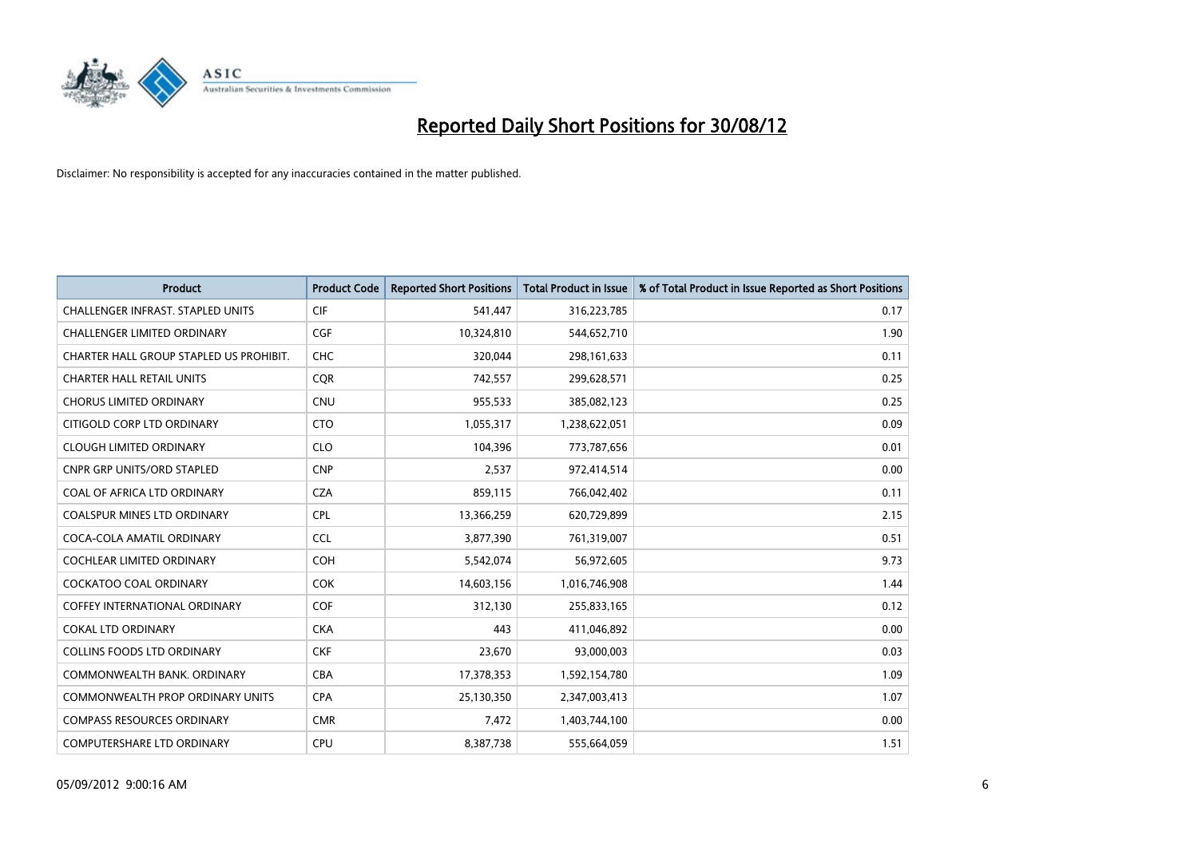# Reported Daily Short Positions for 30/08/12

Disclaimer: No responsibility is accepted for any inaccuracies contained in the matter published.

| Product | Product Code | Reported Short Positions | Total Product in Issue | % of Total Product in Issue Reported as Short Positions |
|---|---|---|---|---|
| CHALLENGER INFRAST. STAPLED UNITS | CIF | 541,447 | 316,223,785 | 0.17 |
| CHALLENGER LIMITED ORDINARY | CGF | 10,324,810 | 544,652,710 | 1.90 |
| CHARTER HALL GROUP STAPLED US PROHIBIT. | CHC | 320,044 | 298,161,633 | 0.11 |
| CHARTER HALL RETAIL UNITS | CQR | 742,557 | 299,628,571 | 0.25 |
| CHORUS LIMITED ORDINARY | CNU | 955,533 | 385,082,123 | 0.25 |
| CITIGOLD CORP LTD ORDINARY | CTO | 1,055,317 | 1,238,622,051 | 0.09 |
| CLOUGH LIMITED ORDINARY | CLO | 104,396 | 773,787,656 | 0.01 |
| CNPR GRP UNITS/ORD STAPLED | CNP | 2,537 | 972,414,514 | 0.00 |
| COAL OF AFRICA LTD ORDINARY | CZA | 859,115 | 766,042,402 | 0.11 |
| COALSPUR MINES LTD ORDINARY | CPL | 13,366,259 | 620,729,899 | 2.15 |
| COCA-COLA AMATIL ORDINARY | CCL | 3,877,390 | 761,319,007 | 0.51 |
| COCHLEAR LIMITED ORDINARY | COH | 5,542,074 | 56,972,605 | 9.73 |
| COCKATOO COAL ORDINARY | COK | 14,603,156 | 1,016,746,908 | 1.44 |
| COFFEY INTERNATIONAL ORDINARY | COF | 312,130 | 255,833,165 | 0.12 |
| COKAL LTD ORDINARY | CKA | 443 | 411,046,892 | 0.00 |
| COLLINS FOODS LTD ORDINARY | CKF | 23,670 | 93,000,003 | 0.03 |
| COMMONWEALTH BANK. ORDINARY | CBA | 17,378,353 | 1,592,154,780 | 1.09 |
| COMMONWEALTH PROP ORDINARY UNITS | CPA | 25,130,350 | 2,347,003,413 | 1.07 |
| COMPASS RESOURCES ORDINARY | CMR | 7,472 | 1,403,744,100 | 0.00 |
| COMPUTERSHARE LTD ORDINARY | CPU | 8,387,738 | 555,664,059 | 1.51 |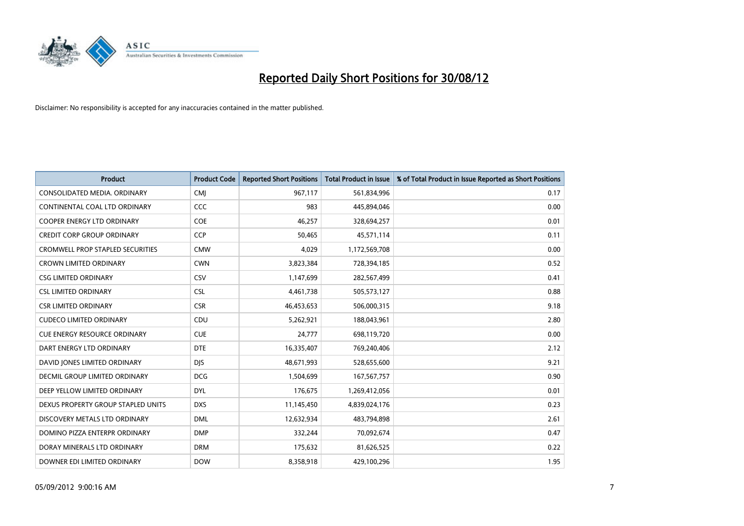# Reported Daily Short Positions for 30/08/12

Disclaimer: No responsibility is accepted for any inaccuracies contained in the matter published.

| Product | Product Code | Reported Short Positions | Total Product in Issue | % of Total Product in Issue Reported as Short Positions |
|---|---|---|---|---|
| CONSOLIDATED MEDIA. ORDINARY | CMJ | 967,117 | 561,834,996 | 0.17 |
| CONTINENTAL COAL LTD ORDINARY | CCC | 983 | 445,894,046 | 0.00 |
| COOPER ENERGY LTD ORDINARY | COE | 46,257 | 328,694,257 | 0.01 |
| CREDIT CORP GROUP ORDINARY | CCP | 50,465 | 45,571,114 | 0.11 |
| CROMWELL PROP STAPLED SECURITIES | CMW | 4,029 | 1,172,569,708 | 0.00 |
| CROWN LIMITED ORDINARY | CWN | 3,823,384 | 728,394,185 | 0.52 |
| CSG LIMITED ORDINARY | CSV | 1,147,699 | 282,567,499 | 0.41 |
| CSL LIMITED ORDINARY | CSL | 4,461,738 | 505,573,127 | 0.88 |
| CSR LIMITED ORDINARY | CSR | 46,453,653 | 506,000,315 | 9.18 |
| CUDECO LIMITED ORDINARY | CDU | 5,262,921 | 188,043,961 | 2.80 |
| CUE ENERGY RESOURCE ORDINARY | CUE | 24,777 | 698,119,720 | 0.00 |
| DART ENERGY LTD ORDINARY | DTE | 16,335,407 | 769,240,406 | 2.12 |
| DAVID JONES LIMITED ORDINARY | DJS | 48,671,993 | 528,655,600 | 9.21 |
| DECMIL GROUP LIMITED ORDINARY | DCG | 1,504,699 | 167,567,757 | 0.90 |
| DEEP YELLOW LIMITED ORDINARY | DYL | 176,675 | 1,269,412,056 | 0.01 |
| DEXUS PROPERTY GROUP STAPLED UNITS | DXS | 11,145,450 | 4,839,024,176 | 0.23 |
| DISCOVERY METALS LTD ORDINARY | DML | 12,632,934 | 483,794,898 | 2.61 |
| DOMINO PIZZA ENTERPR ORDINARY | DMP | 332,244 | 70,092,674 | 0.47 |
| DORAY MINERALS LTD ORDINARY | DRM | 175,632 | 81,626,525 | 0.22 |
| DOWNER EDI LIMITED ORDINARY | DOW | 8,358,918 | 429,100,296 | 1.95 |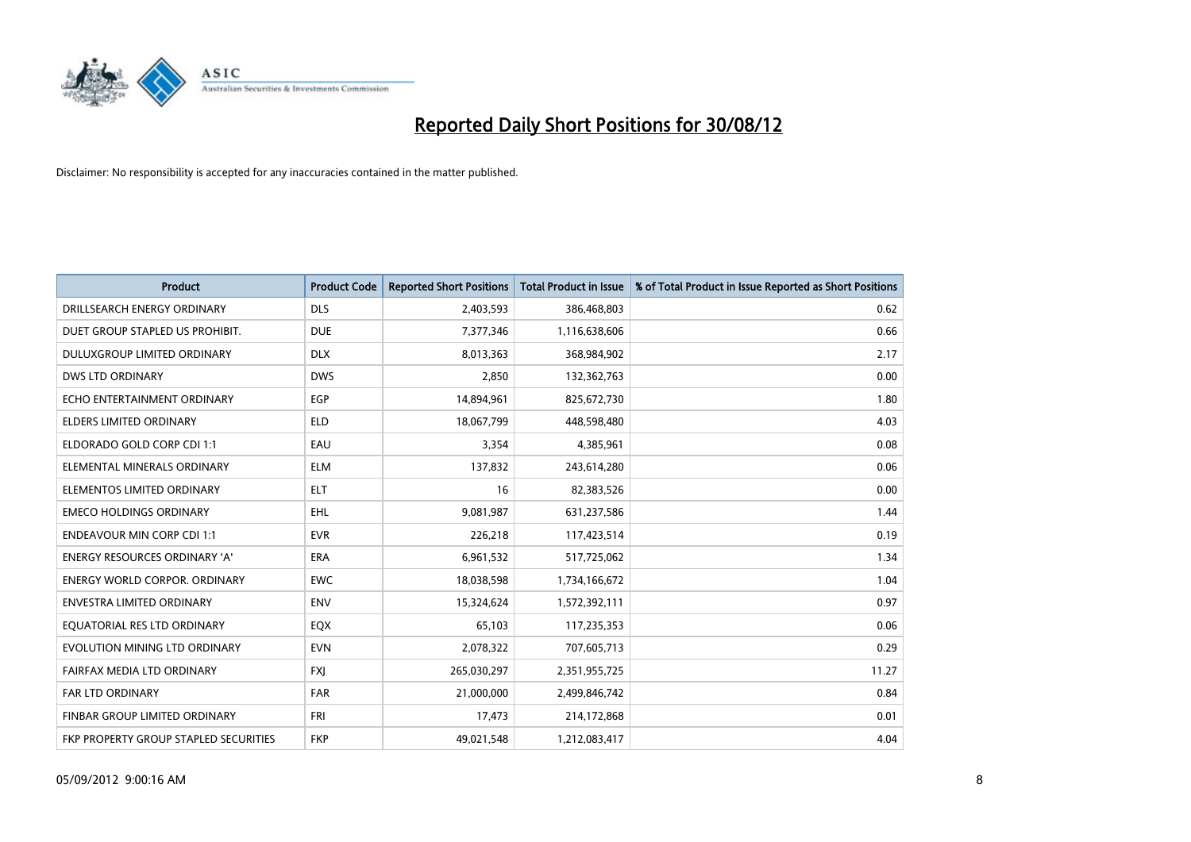# Reported Daily Short Positions for 30/08/12

Disclaimer: No responsibility is accepted for any inaccuracies contained in the matter published.

| Product | Product Code | Reported Short Positions | Total Product in Issue | % of Total Product in Issue Reported as Short Positions |
|---|---|---|---|---|
| DRILLSEARCH ENERGY ORDINARY | DLS | 2,403,593 | 386,468,803 | 0.62 |
| DUET GROUP STAPLED US PROHIBIT. | DUE | 7,377,346 | 1,116,638,606 | 0.66 |
| DULUXGROUP LIMITED ORDINARY | DLX | 8,013,363 | 368,984,902 | 2.17 |
| DWS LTD ORDINARY | DWS | 2,850 | 132,362,763 | 0.00 |
| ECHO ENTERTAINMENT ORDINARY | EGP | 14,894,961 | 825,672,730 | 1.80 |
| ELDERS LIMITED ORDINARY | ELD | 18,067,799 | 448,598,480 | 4.03 |
| ELDORADO GOLD CORP CDI 1:1 | EAU | 3,354 | 4,385,961 | 0.08 |
| ELEMENTAL MINERALS ORDINARY | ELM | 137,832 | 243,614,280 | 0.06 |
| ELEMENTOS LIMITED ORDINARY | ELT | 16 | 82,383,526 | 0.00 |
| EMECO HOLDINGS ORDINARY | EHL | 9,081,987 | 631,237,586 | 1.44 |
| ENDEAVOUR MIN CORP CDI 1:1 | EVR | 226,218 | 117,423,514 | 0.19 |
| ENERGY RESOURCES ORDINARY 'A' | ERA | 6,961,532 | 517,725,062 | 1.34 |
| ENERGY WORLD CORPOR. ORDINARY | EWC | 18,038,598 | 1,734,166,672 | 1.04 |
| ENVESTRA LIMITED ORDINARY | ENV | 15,324,624 | 1,572,392,111 | 0.97 |
| EQUATORIAL RES LTD ORDINARY | EQX | 65,103 | 117,235,353 | 0.06 |
| EVOLUTION MINING LTD ORDINARY | EVN | 2,078,322 | 707,605,713 | 0.29 |
| FAIRFAX MEDIA LTD ORDINARY | FXJ | 265,030,297 | 2,351,955,725 | 11.27 |
| FAR LTD ORDINARY | FAR | 21,000,000 | 2,499,846,742 | 0.84 |
| FINBAR GROUP LIMITED ORDINARY | FRI | 17,473 | 214,172,868 | 0.01 |
| FKP PROPERTY GROUP STAPLED SECURITIES | FKP | 49,021,548 | 1,212,083,417 | 4.04 |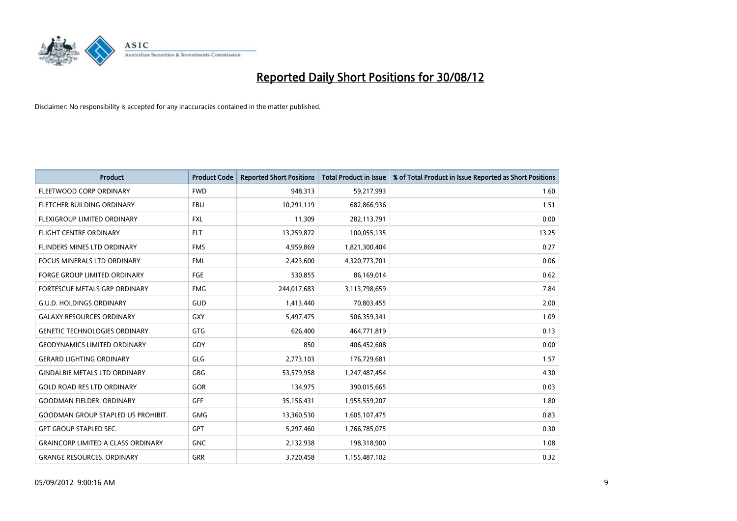# Reported Daily Short Positions for 30/08/12

Disclaimer: No responsibility is accepted for any inaccuracies contained in the matter published.

| Product | Product Code | Reported Short Positions | Total Product in Issue | % of Total Product in Issue Reported as Short Positions |
|---|---|---|---|---|
| FLEETWOOD CORP ORDINARY | FWD | 948,313 | 59,217,993 | 1.60 |
| FLETCHER BUILDING ORDINARY | FBU | 10,291,119 | 682,866,936 | 1.51 |
| FLEXIGROUP LIMITED ORDINARY | FXL | 11,309 | 282,113,791 | 0.00 |
| FLIGHT CENTRE ORDINARY | FLT | 13,259,872 | 100,055,135 | 13.25 |
| FLINDERS MINES LTD ORDINARY | FMS | 4,959,869 | 1,821,300,404 | 0.27 |
| FOCUS MINERALS LTD ORDINARY | FML | 2,423,600 | 4,320,773,701 | 0.06 |
| FORGE GROUP LIMITED ORDINARY | FGE | 530,855 | 86,169,014 | 0.62 |
| FORTESCUE METALS GRP ORDINARY | FMG | 244,017,683 | 3,113,798,659 | 7.84 |
| G.U.D. HOLDINGS ORDINARY | GUD | 1,413,440 | 70,803,455 | 2.00 |
| GALAXY RESOURCES ORDINARY | GXY | 5,497,475 | 506,359,341 | 1.09 |
| GENETIC TECHNOLOGIES ORDINARY | GTG | 626,400 | 464,771,819 | 0.13 |
| GEODYNAMICS LIMITED ORDINARY | GDY | 850 | 406,452,608 | 0.00 |
| GERARD LIGHTING ORDINARY | GLG | 2,773,103 | 176,729,681 | 1.57 |
| GINDALBIE METALS LTD ORDINARY | GBG | 53,579,958 | 1,247,487,454 | 4.30 |
| GOLD ROAD RES LTD ORDINARY | GOR | 134,975 | 390,015,665 | 0.03 |
| GOODMAN FIELDER. ORDINARY | GFF | 35,156,431 | 1,955,559,207 | 1.80 |
| GOODMAN GROUP STAPLED US PROHIBIT. | GMG | 13,360,530 | 1,605,107,475 | 0.83 |
| GPT GROUP STAPLED SEC. | GPT | 5,297,460 | 1,766,785,075 | 0.30 |
| GRAINCORP LIMITED A CLASS ORDINARY | GNC | 2,132,938 | 198,318,900 | 1.08 |
| GRANGE RESOURCES. ORDINARY | GRR | 3,720,458 | 1,155,487,102 | 0.32 |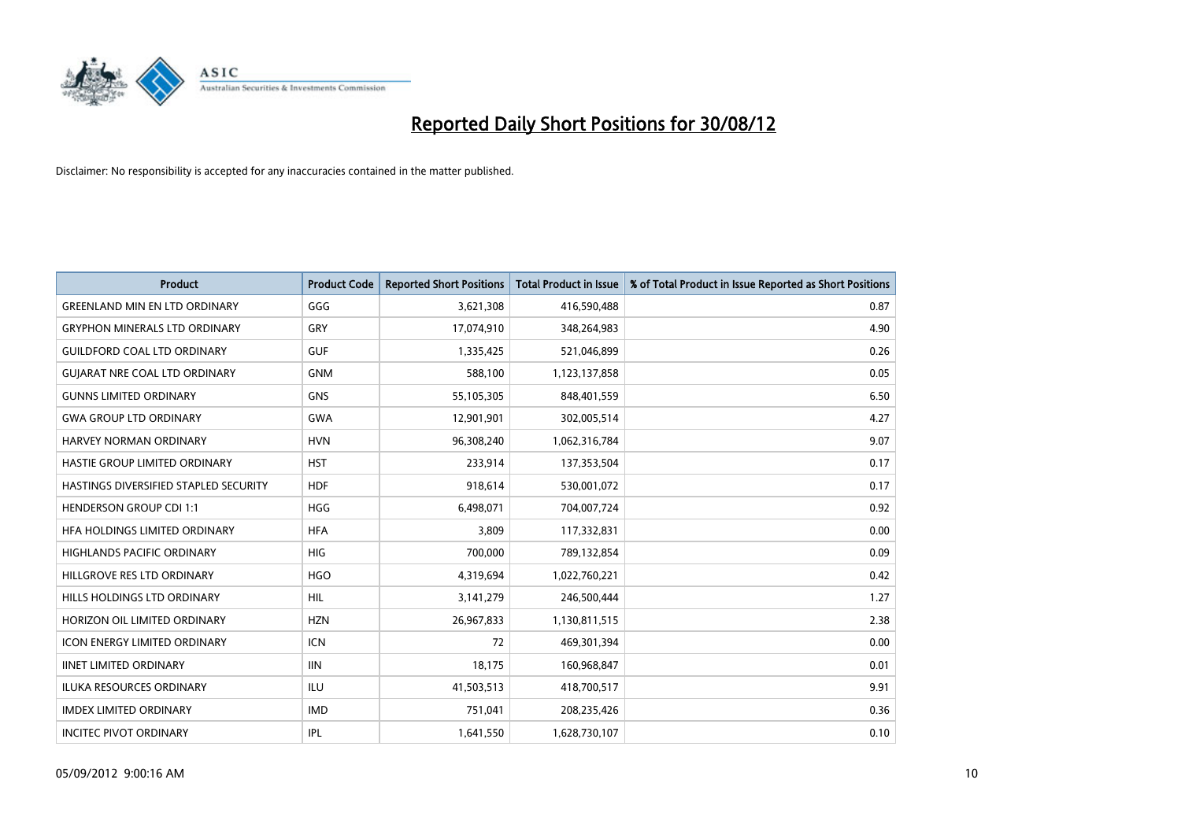# Reported Daily Short Positions for 30/08/12

Disclaimer: No responsibility is accepted for any inaccuracies contained in the matter published.

| Product | Product Code | Reported Short Positions | Total Product in Issue | % of Total Product in Issue Reported as Short Positions |
| --- | --- | --- | --- | --- |
| GREENLAND MIN EN LTD ORDINARY | GGG | 3,621,308 | 416,590,488 | 0.87 |
| GRYPHON MINERALS LTD ORDINARY | GRY | 17,074,910 | 348,264,983 | 4.90 |
| GUILDFORD COAL LTD ORDINARY | GUF | 1,335,425 | 521,046,899 | 0.26 |
| GUJARAT NRE COAL LTD ORDINARY | GNM | 588,100 | 1,123,137,858 | 0.05 |
| GUNNS LIMITED ORDINARY | GNS | 55,105,305 | 848,401,559 | 6.50 |
| GWA GROUP LTD ORDINARY | GWA | 12,901,901 | 302,005,514 | 4.27 |
| HARVEY NORMAN ORDINARY | HVN | 96,308,240 | 1,062,316,784 | 9.07 |
| HASTIE GROUP LIMITED ORDINARY | HST | 233,914 | 137,353,504 | 0.17 |
| HASTINGS DIVERSIFIED STAPLED SECURITY | HDF | 918,614 | 530,001,072 | 0.17 |
| HENDERSON GROUP CDI 1:1 | HGG | 6,498,071 | 704,007,724 | 0.92 |
| HFA HOLDINGS LIMITED ORDINARY | HFA | 3,809 | 117,332,831 | 0.00 |
| HIGHLANDS PACIFIC ORDINARY | HIG | 700,000 | 789,132,854 | 0.09 |
| HILLGROVE RES LTD ORDINARY | HGO | 4,319,694 | 1,022,760,221 | 0.42 |
| HILLS HOLDINGS LTD ORDINARY | HIL | 3,141,279 | 246,500,444 | 1.27 |
| HORIZON OIL LIMITED ORDINARY | HZN | 26,967,833 | 1,130,811,515 | 2.38 |
| ICON ENERGY LIMITED ORDINARY | ICN | 72 | 469,301,394 | 0.00 |
| IINET LIMITED ORDINARY | IIN | 18,175 | 160,968,847 | 0.01 |
| ILUKA RESOURCES ORDINARY | ILU | 41,503,513 | 418,700,517 | 9.91 |
| IMDEX LIMITED ORDINARY | IMD | 751,041 | 208,235,426 | 0.36 |
| INCITEC PIVOT ORDINARY | IPL | 1,641,550 | 1,628,730,107 | 0.10 |

05/09/2012 9:00:16 AM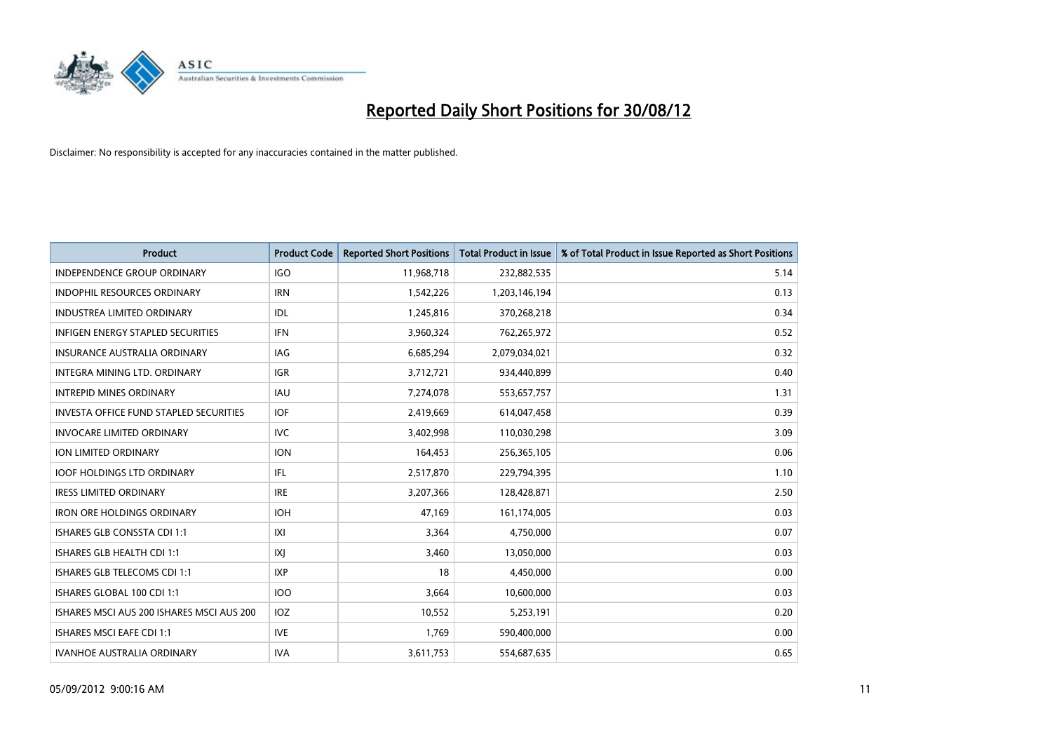# Reported Daily Short Positions for 30/08/12

Disclaimer: No responsibility is accepted for any inaccuracies contained in the matter published.

| Product | Product Code | Reported Short Positions | Total Product in Issue | % of Total Product in Issue Reported as Short Positions |
|---|---|---|---|---|
| INDEPENDENCE GROUP ORDINARY | IGO | 11,968,718 | 232,882,535 | 5.14 |
| INDOPHIL RESOURCES ORDINARY | IRN | 1,542,226 | 1,203,146,194 | 0.13 |
| INDUSTREA LIMITED ORDINARY | IDL | 1,245,816 | 370,268,218 | 0.34 |
| INFIGEN ENERGY STAPLED SECURITIES | IFN | 3,960,324 | 762,265,972 | 0.52 |
| INSURANCE AUSTRALIA ORDINARY | IAG | 6,685,294 | 2,079,034,021 | 0.32 |
| INTEGRA MINING LTD. ORDINARY | IGR | 3,712,721 | 934,440,899 | 0.40 |
| INTREPID MINES ORDINARY | IAU | 7,274,078 | 553,657,757 | 1.31 |
| INVESTA OFFICE FUND STAPLED SECURITIES | IOF | 2,419,669 | 614,047,458 | 0.39 |
| INVOCARE LIMITED ORDINARY | IVC | 3,402,998 | 110,030,298 | 3.09 |
| ION LIMITED ORDINARY | ION | 164,453 | 256,365,105 | 0.06 |
| IOOF HOLDINGS LTD ORDINARY | IFL | 2,517,870 | 229,794,395 | 1.10 |
| IRESS LIMITED ORDINARY | IRE | 3,207,366 | 128,428,871 | 2.50 |
| IRON ORE HOLDINGS ORDINARY | IOH | 47,169 | 161,174,005 | 0.03 |
| ISHARES GLB CONSSTA CDI 1:1 | IXI | 3,364 | 4,750,000 | 0.07 |
| ISHARES GLB HEALTH CDI 1:1 | IXJ | 3,460 | 13,050,000 | 0.03 |
| ISHARES GLB TELECOMS CDI 1:1 | IXP | 18 | 4,450,000 | 0.00 |
| ISHARES GLOBAL 100 CDI 1:1 | IOO | 3,664 | 10,600,000 | 0.03 |
| ISHARES MSCI AUS 200 ISHARES MSCI AUS 200 | IOZ | 10,552 | 5,253,191 | 0.20 |
| ISHARES MSCI EAFE CDI 1:1 | IVE | 1,769 | 590,400,000 | 0.00 |
| IVANHOE AUSTRALIA ORDINARY | IVA | 3,611,753 | 554,687,635 | 0.65 |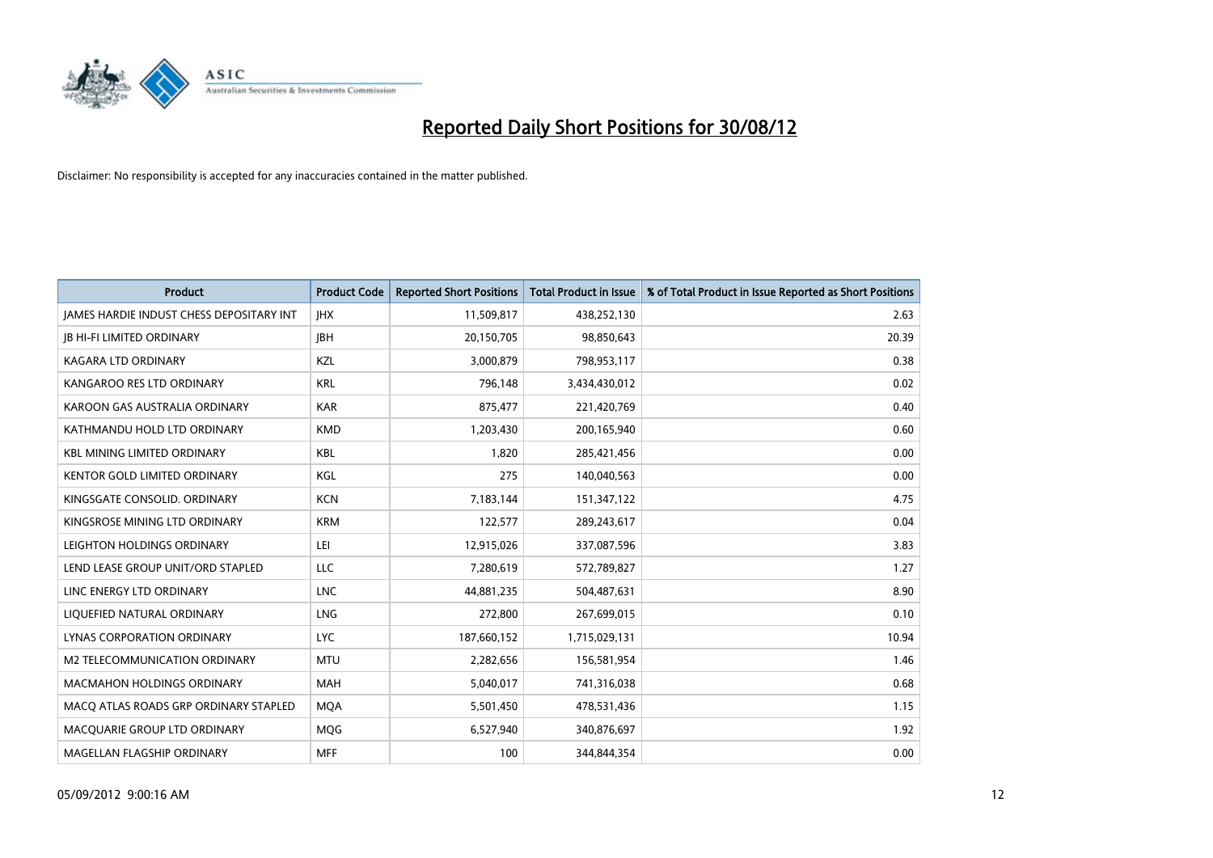# Reported Daily Short Positions for 30/08/12

Disclaimer: No responsibility is accepted for any inaccuracies contained in the matter published.

| Product | Product Code | Reported Short Positions | Total Product in Issue | % of Total Product in Issue Reported as Short Positions |
|---|---|---|---|---|
| JAMES HARDIE INDUST CHESS DEPOSITARY INT | JHX | 11,509,817 | 438,252,130 | 2.63 |
| JB HI-FI LIMITED ORDINARY | JBH | 20,150,705 | 98,850,643 | 20.39 |
| KAGARA LTD ORDINARY | KZL | 3,000,879 | 798,953,117 | 0.38 |
| KANGAROO RES LTD ORDINARY | KRL | 796,148 | 3,434,430,012 | 0.02 |
| KAROON GAS AUSTRALIA ORDINARY | KAR | 875,477 | 221,420,769 | 0.40 |
| KATHMANDU HOLD LTD ORDINARY | KMD | 1,203,430 | 200,165,940 | 0.60 |
| KBL MINING LIMITED ORDINARY | KBL | 1,820 | 285,421,456 | 0.00 |
| KENTOR GOLD LIMITED ORDINARY | KGL | 275 | 140,040,563 | 0.00 |
| KINGSGATE CONSOLID. ORDINARY | KCN | 7,183,144 | 151,347,122 | 4.75 |
| KINGSROSE MINING LTD ORDINARY | KRM | 122,577 | 289,243,617 | 0.04 |
| LEIGHTON HOLDINGS ORDINARY | LEI | 12,915,026 | 337,087,596 | 3.83 |
| LEND LEASE GROUP UNIT/ORD STAPLED | LLC | 7,280,619 | 572,789,827 | 1.27 |
| LINC ENERGY LTD ORDINARY | LNC | 44,881,235 | 504,487,631 | 8.90 |
| LIQUEFIED NATURAL ORDINARY | LNG | 272,800 | 267,699,015 | 0.10 |
| LYNAS CORPORATION ORDINARY | LYC | 187,660,152 | 1,715,029,131 | 10.94 |
| M2 TELECOMMUNICATION ORDINARY | MTU | 2,282,656 | 156,581,954 | 1.46 |
| MACMAHON HOLDINGS ORDINARY | MAH | 5,040,017 | 741,316,038 | 0.68 |
| MACQ ATLAS ROADS GRP ORDINARY STAPLED | MQA | 5,501,450 | 478,531,436 | 1.15 |
| MACQUARIE GROUP LTD ORDINARY | MQG | 6,527,940 | 340,876,697 | 1.92 |
| MAGELLAN FLAGSHIP ORDINARY | MFF | 100 | 344,844,354 | 0.00 |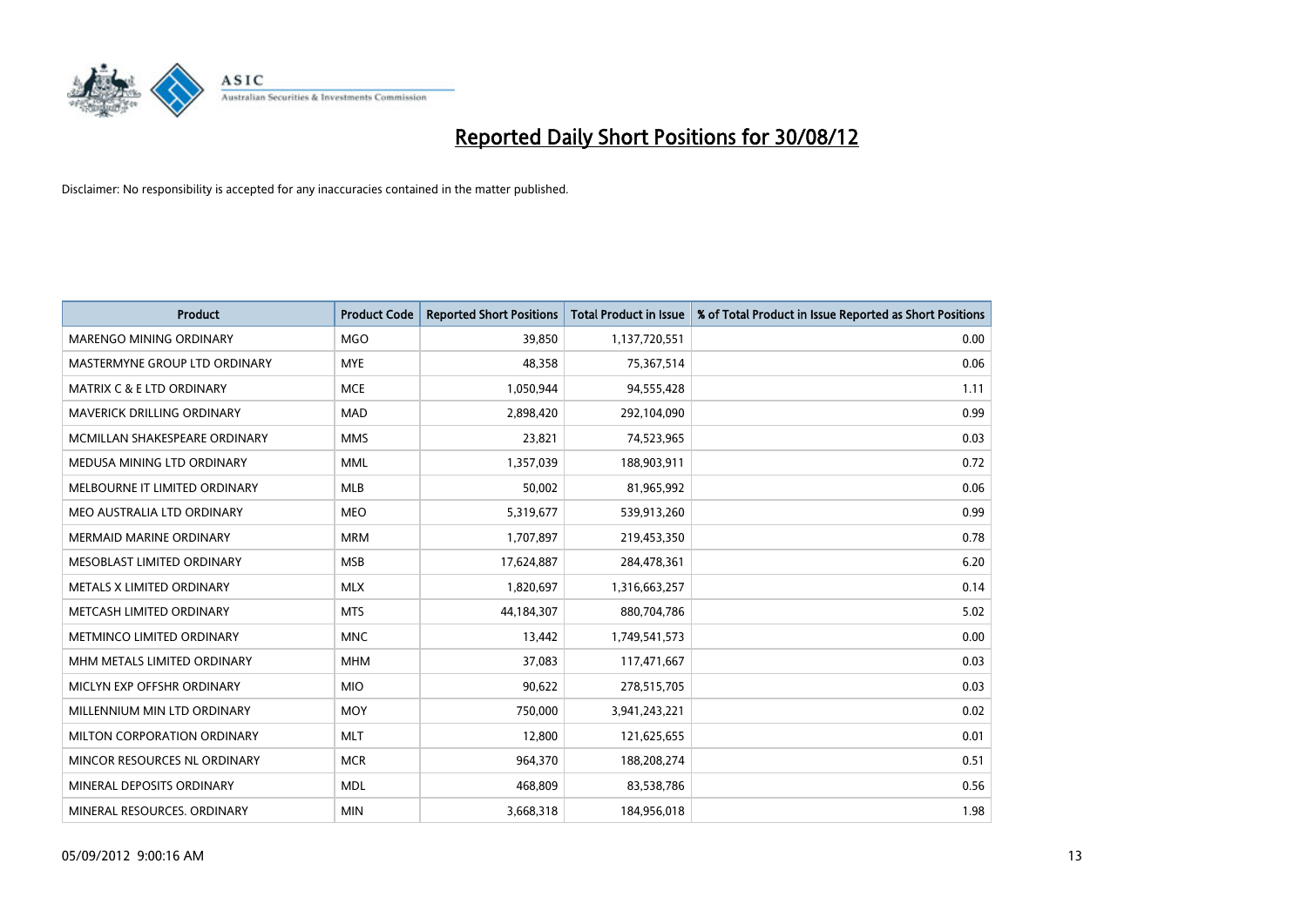# Reported Daily Short Positions for 30/08/12

Disclaimer: No responsibility is accepted for any inaccuracies contained in the matter published.

| Product | Product Code | Reported Short Positions | Total Product in Issue | % of Total Product in Issue Reported as Short Positions |
|---|---|---|---|---|
| MARENGO MINING ORDINARY | MGO | 39,850 | 1,137,720,551 | 0.00 |
| MASTERMYNE GROUP LTD ORDINARY | MYE | 48,358 | 75,367,514 | 0.06 |
| MATRIX C & E LTD ORDINARY | MCE | 1,050,944 | 94,555,428 | 1.11 |
| MAVERICK DRILLING ORDINARY | MAD | 2,898,420 | 292,104,090 | 0.99 |
| MCMILLAN SHAKESPEARE ORDINARY | MMS | 23,821 | 74,523,965 | 0.03 |
| MEDUSA MINING LTD ORDINARY | MML | 1,357,039 | 188,903,911 | 0.72 |
| MELBOURNE IT LIMITED ORDINARY | MLB | 50,002 | 81,965,992 | 0.06 |
| MEO AUSTRALIA LTD ORDINARY | MEO | 5,319,677 | 539,913,260 | 0.99 |
| MERMAID MARINE ORDINARY | MRM | 1,707,897 | 219,453,350 | 0.78 |
| MESOBLAST LIMITED ORDINARY | MSB | 17,624,887 | 284,478,361 | 6.20 |
| METALS X LIMITED ORDINARY | MLX | 1,820,697 | 1,316,663,257 | 0.14 |
| METCASH LIMITED ORDINARY | MTS | 44,184,307 | 880,704,786 | 5.02 |
| METMINCO LIMITED ORDINARY | MNC | 13,442 | 1,749,541,573 | 0.00 |
| MHM METALS LIMITED ORDINARY | MHM | 37,083 | 117,471,667 | 0.03 |
| MICLYN EXP OFFSHR ORDINARY | MIO | 90,622 | 278,515,705 | 0.03 |
| MILLENNIUM MIN LTD ORDINARY | MOY | 750,000 | 3,941,243,221 | 0.02 |
| MILTON CORPORATION ORDINARY | MLT | 12,800 | 121,625,655 | 0.01 |
| MINCOR RESOURCES NL ORDINARY | MCR | 964,370 | 188,208,274 | 0.51 |
| MINERAL DEPOSITS ORDINARY | MDL | 468,809 | 83,538,786 | 0.56 |
| MINERAL RESOURCES. ORDINARY | MIN | 3,668,318 | 184,956,018 | 1.98 |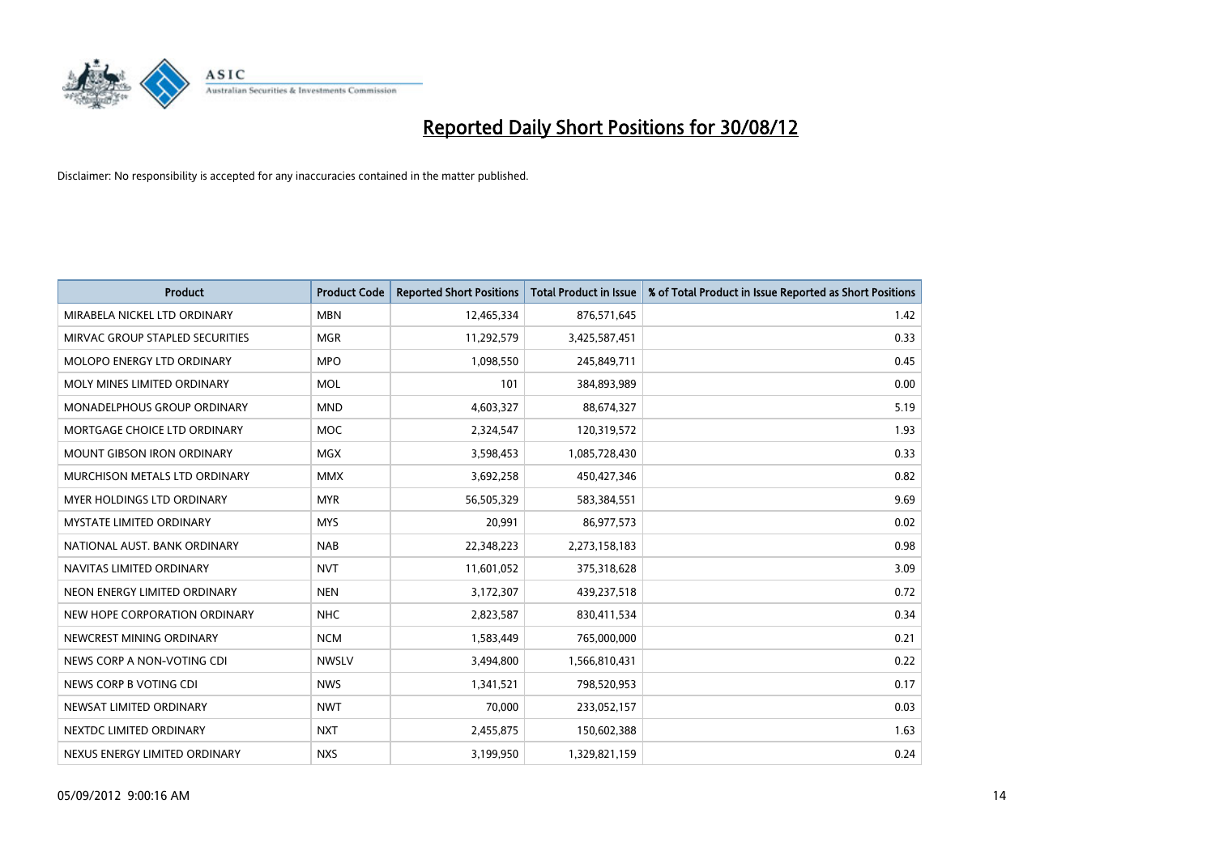# Reported Daily Short Positions for 30/08/12

Disclaimer: No responsibility is accepted for any inaccuracies contained in the matter published.

| Product | Product Code | Reported Short Positions | Total Product in Issue | % of Total Product in Issue Reported as Short Positions |
|---|---|---|---|---|
| MIRABELA NICKEL LTD ORDINARY | MBN | 12,465,334 | 876,571,645 | 1.42 |
| MIRVAC GROUP STAPLED SECURITIES | MGR | 11,292,579 | 3,425,587,451 | 0.33 |
| MOLOPO ENERGY LTD ORDINARY | MPO | 1,098,550 | 245,849,711 | 0.45 |
| MOLY MINES LIMITED ORDINARY | MOL | 101 | 384,893,989 | 0.00 |
| MONADELPHOUS GROUP ORDINARY | MND | 4,603,327 | 88,674,327 | 5.19 |
| MORTGAGE CHOICE LTD ORDINARY | MOC | 2,324,547 | 120,319,572 | 1.93 |
| MOUNT GIBSON IRON ORDINARY | MGX | 3,598,453 | 1,085,728,430 | 0.33 |
| MURCHISON METALS LTD ORDINARY | MMX | 3,692,258 | 450,427,346 | 0.82 |
| MYER HOLDINGS LTD ORDINARY | MYR | 56,505,329 | 583,384,551 | 9.69 |
| MYSTATE LIMITED ORDINARY | MYS | 20,991 | 86,977,573 | 0.02 |
| NATIONAL AUST. BANK ORDINARY | NAB | 22,348,223 | 2,273,158,183 | 0.98 |
| NAVITAS LIMITED ORDINARY | NVT | 11,601,052 | 375,318,628 | 3.09 |
| NEON ENERGY LIMITED ORDINARY | NEN | 3,172,307 | 439,237,518 | 0.72 |
| NEW HOPE CORPORATION ORDINARY | NHC | 2,823,587 | 830,411,534 | 0.34 |
| NEWCREST MINING ORDINARY | NCM | 1,583,449 | 765,000,000 | 0.21 |
| NEWS CORP A NON-VOTING CDI | NWSLV | 3,494,800 | 1,566,810,431 | 0.22 |
| NEWS CORP B VOTING CDI | NWS | 1,341,521 | 798,520,953 | 0.17 |
| NEWSAT LIMITED ORDINARY | NWT | 70,000 | 233,052,157 | 0.03 |
| NEXTDC LIMITED ORDINARY | NXT | 2,455,875 | 150,602,388 | 1.63 |
| NEXUS ENERGY LIMITED ORDINARY | NXS | 3,199,950 | 1,329,821,159 | 0.24 |

05/09/2012 9:00:16 AM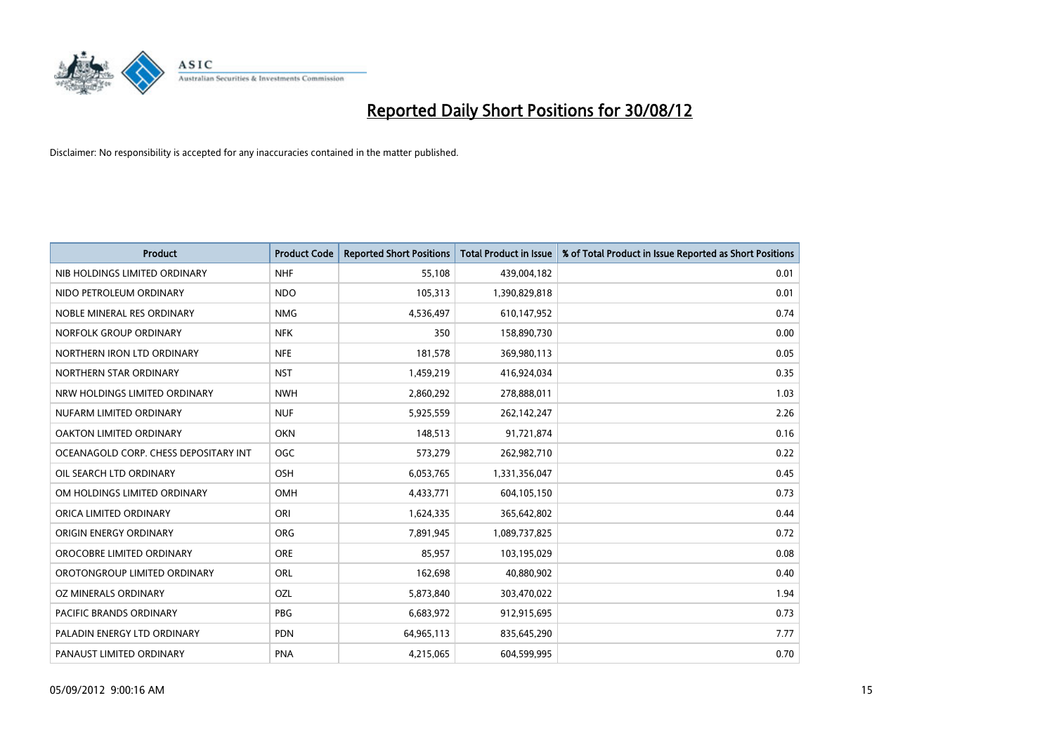# Reported Daily Short Positions for 30/08/12

Disclaimer: No responsibility is accepted for any inaccuracies contained in the matter published.

| Product | Product Code | Reported Short Positions | Total Product in Issue | % of Total Product in Issue Reported as Short Positions |
|---|---|---|---|---|
| NIB HOLDINGS LIMITED ORDINARY | NHF | 55,108 | 439,004,182 | 0.01 |
| NIDO PETROLEUM ORDINARY | NDO | 105,313 | 1,390,829,818 | 0.01 |
| NOBLE MINERAL RES ORDINARY | NMG | 4,536,497 | 610,147,952 | 0.74 |
| NORFOLK GROUP ORDINARY | NFK | 350 | 158,890,730 | 0.00 |
| NORTHERN IRON LTD ORDINARY | NFE | 181,578 | 369,980,113 | 0.05 |
| NORTHERN STAR ORDINARY | NST | 1,459,219 | 416,924,034 | 0.35 |
| NRW HOLDINGS LIMITED ORDINARY | NWH | 2,860,292 | 278,888,011 | 1.03 |
| NUFARM LIMITED ORDINARY | NUF | 5,925,559 | 262,142,247 | 2.26 |
| OAKTON LIMITED ORDINARY | OKN | 148,513 | 91,721,874 | 0.16 |
| OCEANAGOLD CORP. CHESS DEPOSITARY INT | OGC | 573,279 | 262,982,710 | 0.22 |
| OIL SEARCH LTD ORDINARY | OSH | 6,053,765 | 1,331,356,047 | 0.45 |
| OM HOLDINGS LIMITED ORDINARY | OMH | 4,433,771 | 604,105,150 | 0.73 |
| ORICA LIMITED ORDINARY | ORI | 1,624,335 | 365,642,802 | 0.44 |
| ORIGIN ENERGY ORDINARY | ORG | 7,891,945 | 1,089,737,825 | 0.72 |
| OROCOBRE LIMITED ORDINARY | ORE | 85,957 | 103,195,029 | 0.08 |
| OROTONGROUP LIMITED ORDINARY | ORL | 162,698 | 40,880,902 | 0.40 |
| OZ MINERALS ORDINARY | OZL | 5,873,840 | 303,470,022 | 1.94 |
| PACIFIC BRANDS ORDINARY | PBG | 6,683,972 | 912,915,695 | 0.73 |
| PALADIN ENERGY LTD ORDINARY | PDN | 64,965,113 | 835,645,290 | 7.77 |
| PANAUST LIMITED ORDINARY | PNA | 4,215,065 | 604,599,995 | 0.70 |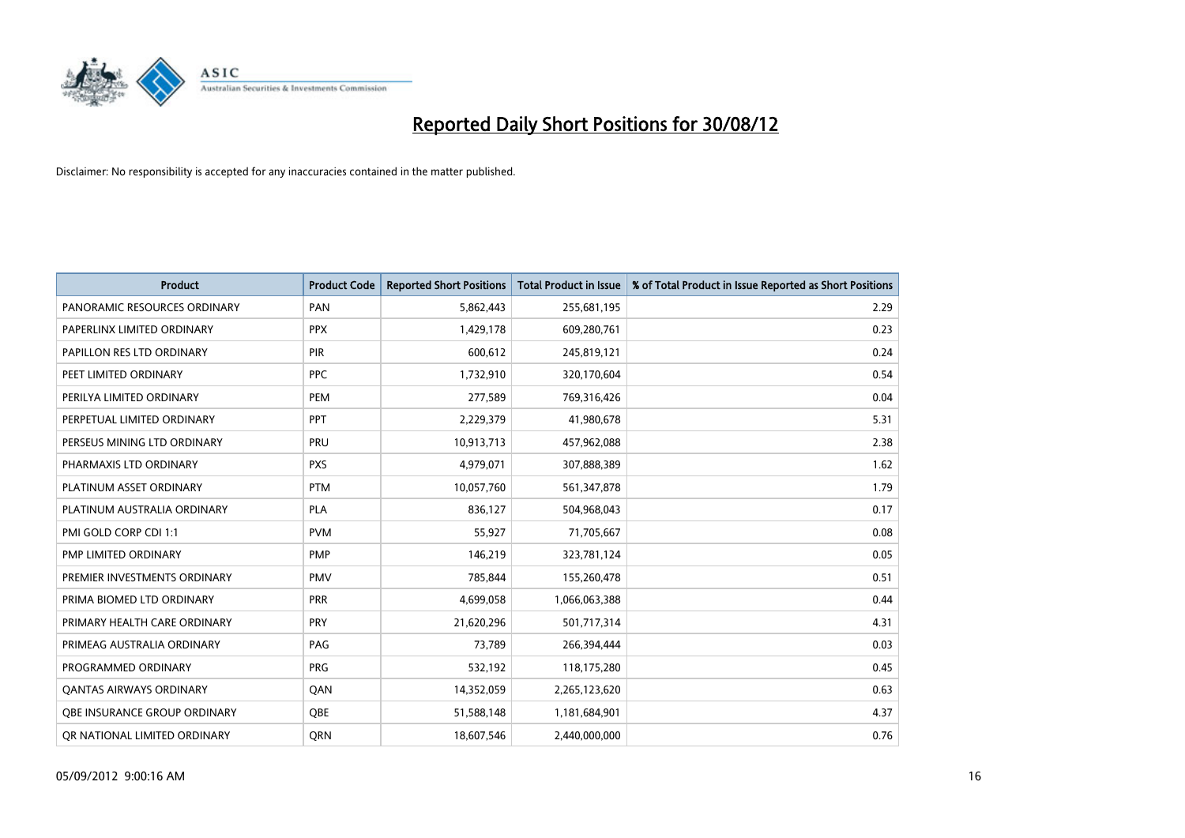# Reported Daily Short Positions for 30/08/12

Disclaimer: No responsibility is accepted for any inaccuracies contained in the matter published.

| Product | Product Code | Reported Short Positions | Total Product in Issue | % of Total Product in Issue Reported as Short Positions |
|---|---|---|---|---|
| PANORAMIC RESOURCES ORDINARY | PAN | 5,862,443 | 255,681,195 | 2.29 |
| PAPERLINX LIMITED ORDINARY | PPX | 1,429,178 | 609,280,761 | 0.23 |
| PAPILLON RES LTD ORDINARY | PIR | 600,612 | 245,819,121 | 0.24 |
| PEET LIMITED ORDINARY | PPC | 1,732,910 | 320,170,604 | 0.54 |
| PERILYA LIMITED ORDINARY | PEM | 277,589 | 769,316,426 | 0.04 |
| PERPETUAL LIMITED ORDINARY | PPT | 2,229,379 | 41,980,678 | 5.31 |
| PERSEUS MINING LTD ORDINARY | PRU | 10,913,713 | 457,962,088 | 2.38 |
| PHARMAXIS LTD ORDINARY | PXS | 4,979,071 | 307,888,389 | 1.62 |
| PLATINUM ASSET ORDINARY | PTM | 10,057,760 | 561,347,878 | 1.79 |
| PLATINUM AUSTRALIA ORDINARY | PLA | 836,127 | 504,968,043 | 0.17 |
| PMI GOLD CORP CDI 1:1 | PVM | 55,927 | 71,705,667 | 0.08 |
| PMP LIMITED ORDINARY | PMP | 146,219 | 323,781,124 | 0.05 |
| PREMIER INVESTMENTS ORDINARY | PMV | 785,844 | 155,260,478 | 0.51 |
| PRIMA BIOMED LTD ORDINARY | PRR | 4,699,058 | 1,066,063,388 | 0.44 |
| PRIMARY HEALTH CARE ORDINARY | PRY | 21,620,296 | 501,717,314 | 4.31 |
| PRIMEAG AUSTRALIA ORDINARY | PAG | 73,789 | 266,394,444 | 0.03 |
| PROGRAMMED ORDINARY | PRG | 532,192 | 118,175,280 | 0.45 |
| QANTAS AIRWAYS ORDINARY | QAN | 14,352,059 | 2,265,123,620 | 0.63 |
| QBE INSURANCE GROUP ORDINARY | QBE | 51,588,148 | 1,181,684,901 | 4.37 |
| QR NATIONAL LIMITED ORDINARY | QRN | 18,607,546 | 2,440,000,000 | 0.76 |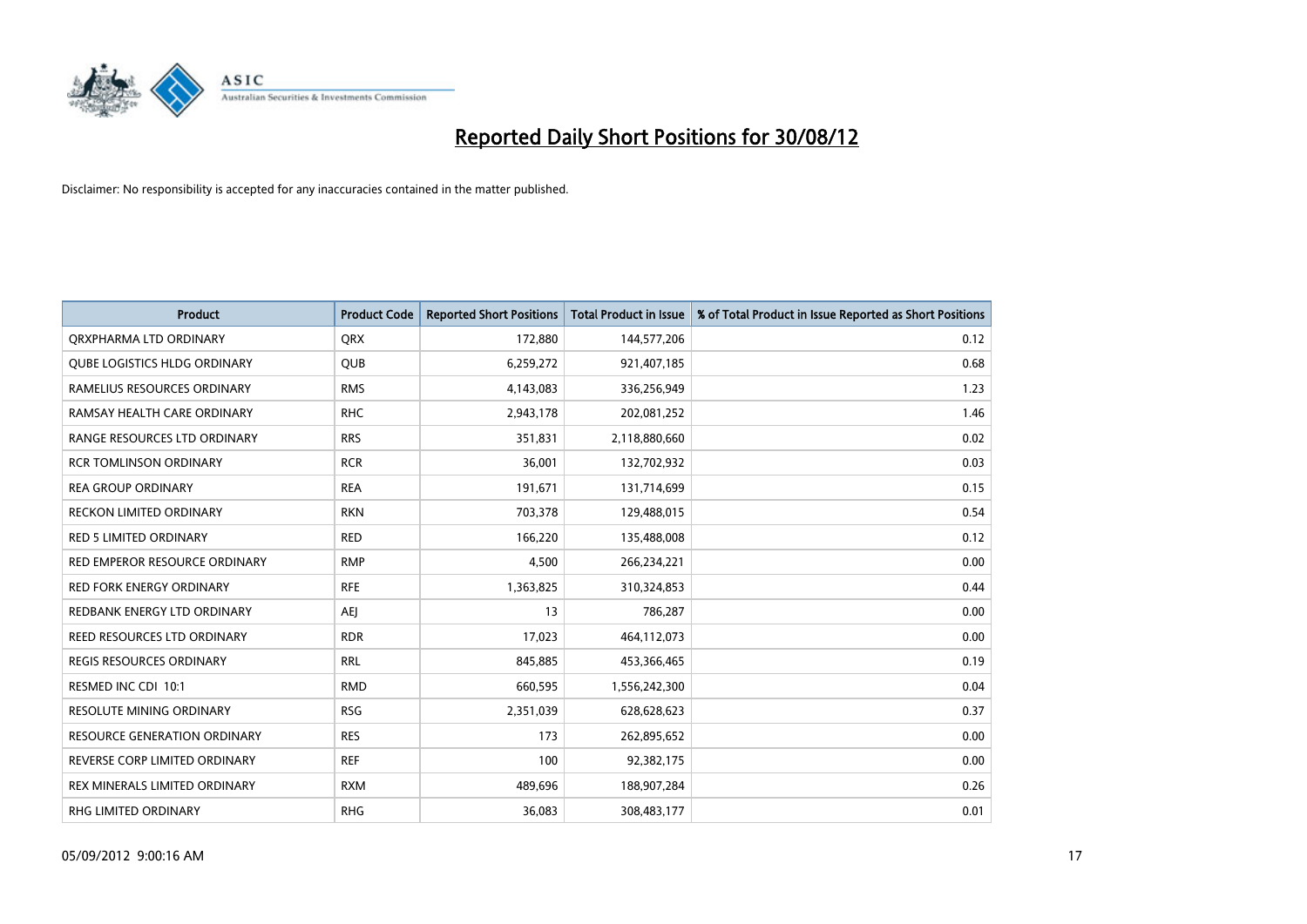# Reported Daily Short Positions for 30/08/12

Disclaimer: No responsibility is accepted for any inaccuracies contained in the matter published.

| Product | Product Code | Reported Short Positions | Total Product in Issue | % of Total Product in Issue Reported as Short Positions |
|---|---|---|---|---|
| QRXPHARMA LTD ORDINARY | QRX | 172,880 | 144,577,206 | 0.12 |
| QUBE LOGISTICS HLDG ORDINARY | QUB | 6,259,272 | 921,407,185 | 0.68 |
| RAMELIUS RESOURCES ORDINARY | RMS | 4,143,083 | 336,256,949 | 1.23 |
| RAMSAY HEALTH CARE ORDINARY | RHC | 2,943,178 | 202,081,252 | 1.46 |
| RANGE RESOURCES LTD ORDINARY | RRS | 351,831 | 2,118,880,660 | 0.02 |
| RCR TOMLINSON ORDINARY | RCR | 36,001 | 132,702,932 | 0.03 |
| REA GROUP ORDINARY | REA | 191,671 | 131,714,699 | 0.15 |
| RECKON LIMITED ORDINARY | RKN | 703,378 | 129,488,015 | 0.54 |
| RED 5 LIMITED ORDINARY | RED | 166,220 | 135,488,008 | 0.12 |
| RED EMPEROR RESOURCE ORDINARY | RMP | 4,500 | 266,234,221 | 0.00 |
| RED FORK ENERGY ORDINARY | RFE | 1,363,825 | 310,324,853 | 0.44 |
| REDBANK ENERGY LTD ORDINARY | AEJ | 13 | 786,287 | 0.00 |
| REED RESOURCES LTD ORDINARY | RDR | 17,023 | 464,112,073 | 0.00 |
| REGIS RESOURCES ORDINARY | RRL | 845,885 | 453,366,465 | 0.19 |
| RESMED INC CDI 10:1 | RMD | 660,595 | 1,556,242,300 | 0.04 |
| RESOLUTE MINING ORDINARY | RSG | 2,351,039 | 628,628,623 | 0.37 |
| RESOURCE GENERATION ORDINARY | RES | 173 | 262,895,652 | 0.00 |
| REVERSE CORP LIMITED ORDINARY | REF | 100 | 92,382,175 | 0.00 |
| REX MINERALS LIMITED ORDINARY | RXM | 489,696 | 188,907,284 | 0.26 |
| RHG LIMITED ORDINARY | RHG | 36,083 | 308,483,177 | 0.01 |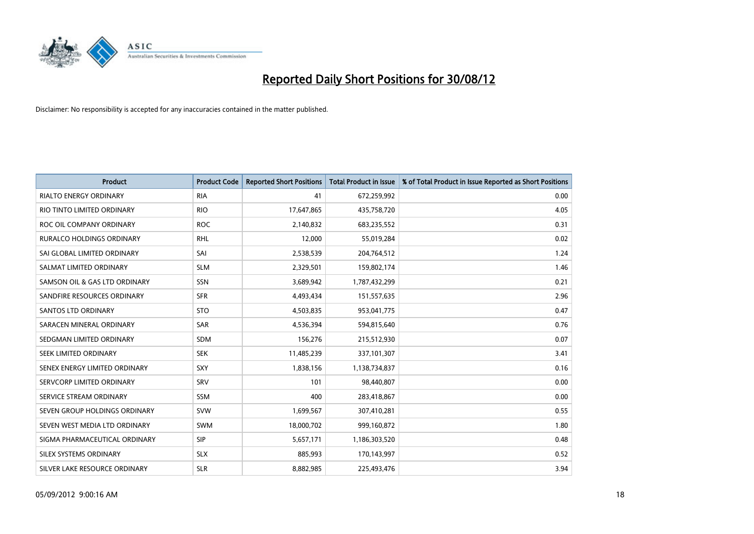# Reported Daily Short Positions for 30/08/12

Disclaimer: No responsibility is accepted for any inaccuracies contained in the matter published.

| Product | Product Code | Reported Short Positions | Total Product in Issue | % of Total Product in Issue Reported as Short Positions |
|---|---|---|---|---|
| RIALTO ENERGY ORDINARY | RIA | 41 | 672,259,992 | 0.00 |
| RIO TINTO LIMITED ORDINARY | RIO | 17,647,865 | 435,758,720 | 4.05 |
| ROC OIL COMPANY ORDINARY | ROC | 2,140,832 | 683,235,552 | 0.31 |
| RURALCO HOLDINGS ORDINARY | RHL | 12,000 | 55,019,284 | 0.02 |
| SAI GLOBAL LIMITED ORDINARY | SAI | 2,538,539 | 204,764,512 | 1.24 |
| SALMAT LIMITED ORDINARY | SLM | 2,329,501 | 159,802,174 | 1.46 |
| SAMSON OIL & GAS LTD ORDINARY | SSN | 3,689,942 | 1,787,432,299 | 0.21 |
| SANDFIRE RESOURCES ORDINARY | SFR | 4,493,434 | 151,557,635 | 2.96 |
| SANTOS LTD ORDINARY | STO | 4,503,835 | 953,041,775 | 0.47 |
| SARACEN MINERAL ORDINARY | SAR | 4,536,394 | 594,815,640 | 0.76 |
| SEDGMAN LIMITED ORDINARY | SDM | 156,276 | 215,512,930 | 0.07 |
| SEEK LIMITED ORDINARY | SEK | 11,485,239 | 337,101,307 | 3.41 |
| SENEX ENERGY LIMITED ORDINARY | SXY | 1,838,156 | 1,138,734,837 | 0.16 |
| SERVCORP LIMITED ORDINARY | SRV | 101 | 98,440,807 | 0.00 |
| SERVICE STREAM ORDINARY | SSM | 400 | 283,418,867 | 0.00 |
| SEVEN GROUP HOLDINGS ORDINARY | SVW | 1,699,567 | 307,410,281 | 0.55 |
| SEVEN WEST MEDIA LTD ORDINARY | SWM | 18,000,702 | 999,160,872 | 1.80 |
| SIGMA PHARMACEUTICAL ORDINARY | SIP | 5,657,171 | 1,186,303,520 | 0.48 |
| SILEX SYSTEMS ORDINARY | SLX | 885,993 | 170,143,997 | 0.52 |
| SILVER LAKE RESOURCE ORDINARY | SLR | 8,882,985 | 225,493,476 | 3.94 |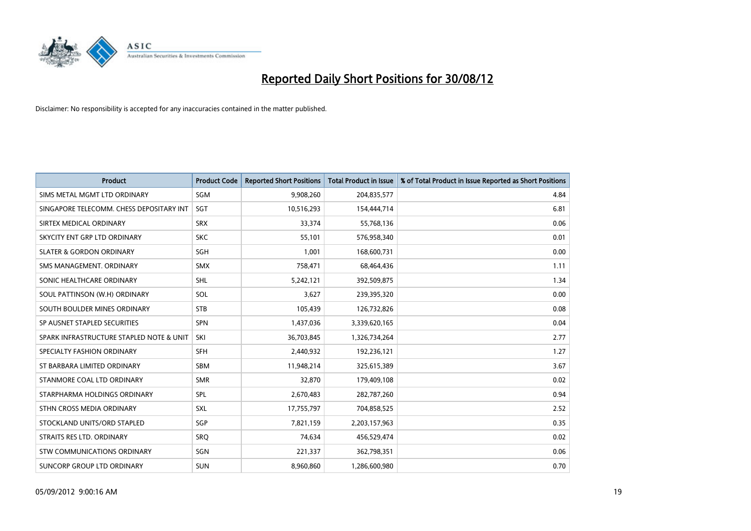# Reported Daily Short Positions for 30/08/12

Disclaimer: No responsibility is accepted for any inaccuracies contained in the matter published.

| Product | Product Code | Reported Short Positions | Total Product in Issue | % of Total Product in Issue Reported as Short Positions |
|---|---|---|---|---|
| SIMS METAL MGMT LTD ORDINARY | SGM | 9,908,260 | 204,835,577 | 4.84 |
| SINGAPORE TELECOMM. CHESS DEPOSITARY INT | SGT | 10,516,293 | 154,444,714 | 6.81 |
| SIRTEX MEDICAL ORDINARY | SRX | 33,374 | 55,768,136 | 0.06 |
| SKYCITY ENT GRP LTD ORDINARY | SKC | 55,101 | 576,958,340 | 0.01 |
| SLATER & GORDON ORDINARY | SGH | 1,001 | 168,600,731 | 0.00 |
| SMS MANAGEMENT. ORDINARY | SMX | 758,471 | 68,464,436 | 1.11 |
| SONIC HEALTHCARE ORDINARY | SHL | 5,242,121 | 392,509,875 | 1.34 |
| SOUL PATTINSON (W.H) ORDINARY | SOL | 3,627 | 239,395,320 | 0.00 |
| SOUTH BOULDER MINES ORDINARY | STB | 105,439 | 126,732,826 | 0.08 |
| SP AUSNET STAPLED SECURITIES | SPN | 1,437,036 | 3,339,620,165 | 0.04 |
| SPARK INFRASTRUCTURE STAPLED NOTE & UNIT | SKI | 36,703,845 | 1,326,734,264 | 2.77 |
| SPECIALTY FASHION ORDINARY | SFH | 2,440,932 | 192,236,121 | 1.27 |
| ST BARBARA LIMITED ORDINARY | SBM | 11,948,214 | 325,615,389 | 3.67 |
| STANMORE COAL LTD ORDINARY | SMR | 32,870 | 179,409,108 | 0.02 |
| STARPHARMA HOLDINGS ORDINARY | SPL | 2,670,483 | 282,787,260 | 0.94 |
| STHN CROSS MEDIA ORDINARY | SXL | 17,755,797 | 704,858,525 | 2.52 |
| STOCKLAND UNITS/ORD STAPLED | SGP | 7,821,159 | 2,203,157,963 | 0.35 |
| STRAITS RES LTD. ORDINARY | SRQ | 74,634 | 456,529,474 | 0.02 |
| STW COMMUNICATIONS ORDINARY | SGN | 221,337 | 362,798,351 | 0.06 |
| SUNCORP GROUP LTD ORDINARY | SUN | 8,960,860 | 1,286,600,980 | 0.70 |

05/09/2012 9:00:16 AM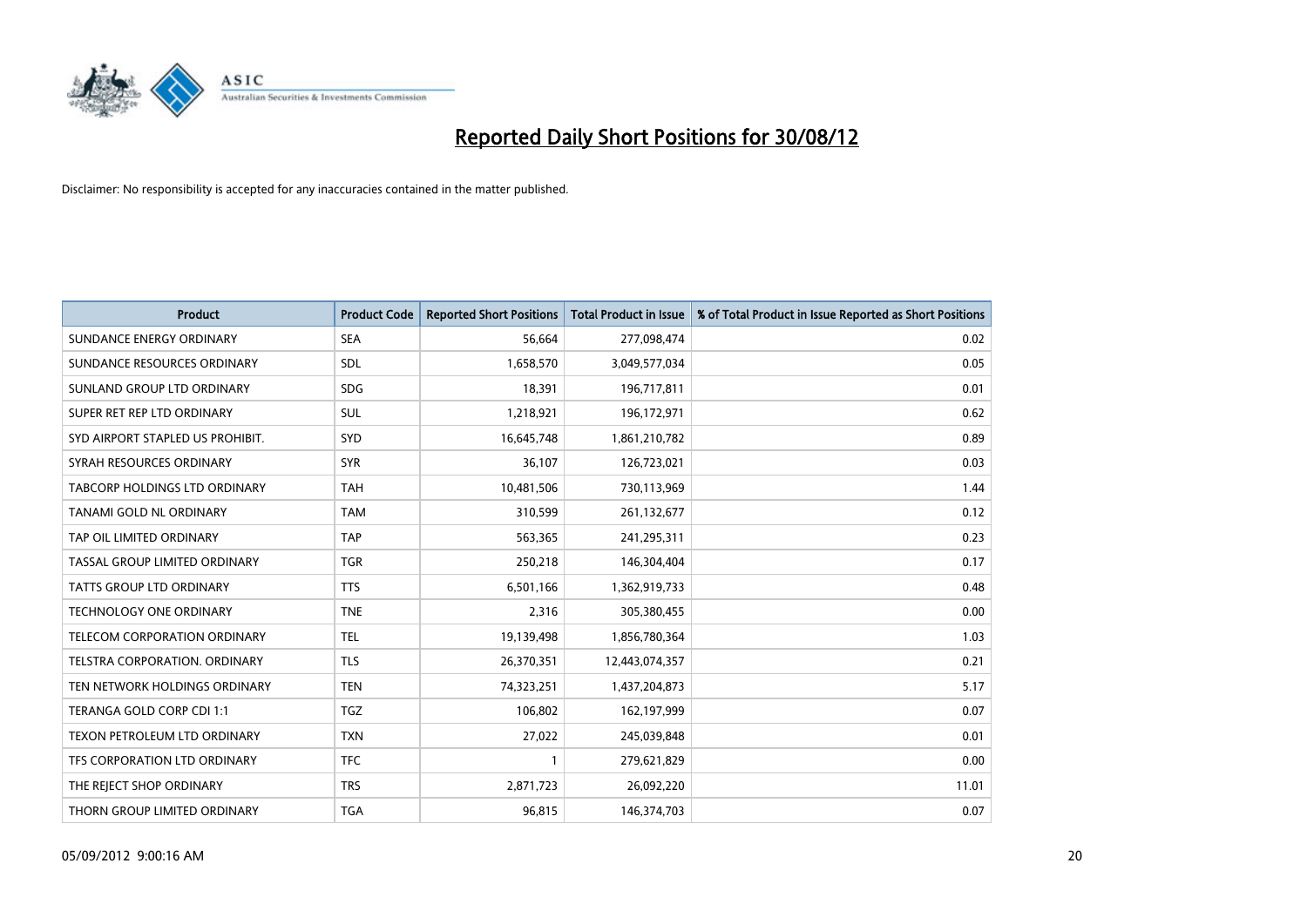# Reported Daily Short Positions for 30/08/12

Disclaimer: No responsibility is accepted for any inaccuracies contained in the matter published.

| Product | Product Code | Reported Short Positions | Total Product in Issue | % of Total Product in Issue Reported as Short Positions |
|---|---|---|---|---|
| SUNDANCE ENERGY ORDINARY | SEA | 56,664 | 277,098,474 | 0.02 |
| SUNDANCE RESOURCES ORDINARY | SDL | 1,658,570 | 3,049,577,034 | 0.05 |
| SUNLAND GROUP LTD ORDINARY | SDG | 18,391 | 196,717,811 | 0.01 |
| SUPER RET REP LTD ORDINARY | SUL | 1,218,921 | 196,172,971 | 0.62 |
| SYD AIRPORT STAPLED US PROHIBIT. | SYD | 16,645,748 | 1,861,210,782 | 0.89 |
| SYRAH RESOURCES ORDINARY | SYR | 36,107 | 126,723,021 | 0.03 |
| TABCORP HOLDINGS LTD ORDINARY | TAH | 10,481,506 | 730,113,969 | 1.44 |
| TANAMI GOLD NL ORDINARY | TAM | 310,599 | 261,132,677 | 0.12 |
| TAP OIL LIMITED ORDINARY | TAP | 563,365 | 241,295,311 | 0.23 |
| TASSAL GROUP LIMITED ORDINARY | TGR | 250,218 | 146,304,404 | 0.17 |
| TATTS GROUP LTD ORDINARY | TTS | 6,501,166 | 1,362,919,733 | 0.48 |
| TECHNOLOGY ONE ORDINARY | TNE | 2,316 | 305,380,455 | 0.00 |
| TELECOM CORPORATION ORDINARY | TEL | 19,139,498 | 1,856,780,364 | 1.03 |
| TELSTRA CORPORATION. ORDINARY | TLS | 26,370,351 | 12,443,074,357 | 0.21 |
| TEN NETWORK HOLDINGS ORDINARY | TEN | 74,323,251 | 1,437,204,873 | 5.17 |
| TERANGA GOLD CORP CDI 1:1 | TGZ | 106,802 | 162,197,999 | 0.07 |
| TEXON PETROLEUM LTD ORDINARY | TXN | 27,022 | 245,039,848 | 0.01 |
| TFS CORPORATION LTD ORDINARY | TFC | 1 | 279,621,829 | 0.00 |
| THE REJECT SHOP ORDINARY | TRS | 2,871,723 | 26,092,220 | 11.01 |
| THORN GROUP LIMITED ORDINARY | TGA | 96,815 | 146,374,703 | 0.07 |

05/09/2012 9:00:16 AM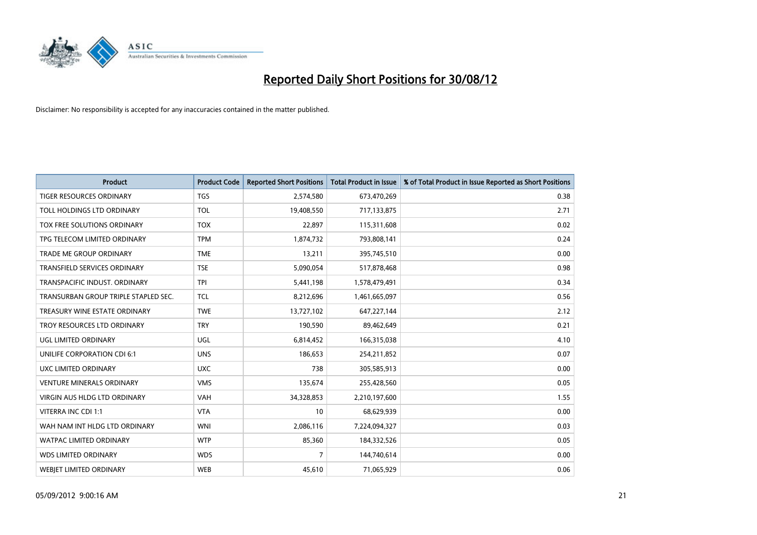# Reported Daily Short Positions for 30/08/12

Disclaimer: No responsibility is accepted for any inaccuracies contained in the matter published.

| Product | Product Code | Reported Short Positions | Total Product in Issue | % of Total Product in Issue Reported as Short Positions |
|---|---|---|---|---|
| TIGER RESOURCES ORDINARY | TGS | 2,574,580 | 673,470,269 | 0.38 |
| TOLL HOLDINGS LTD ORDINARY | TOL | 19,408,550 | 717,133,875 | 2.71 |
| TOX FREE SOLUTIONS ORDINARY | TOX | 22,897 | 115,311,608 | 0.02 |
| TPG TELECOM LIMITED ORDINARY | TPM | 1,874,732 | 793,808,141 | 0.24 |
| TRADE ME GROUP ORDINARY | TME | 13,211 | 395,745,510 | 0.00 |
| TRANSFIELD SERVICES ORDINARY | TSE | 5,090,054 | 517,878,468 | 0.98 |
| TRANSPACIFIC INDUST. ORDINARY | TPI | 5,441,198 | 1,578,479,491 | 0.34 |
| TRANSURBAN GROUP TRIPLE STAPLED SEC. | TCL | 8,212,696 | 1,461,665,097 | 0.56 |
| TREASURY WINE ESTATE ORDINARY | TWE | 13,727,102 | 647,227,144 | 2.12 |
| TROY RESOURCES LTD ORDINARY | TRY | 190,590 | 89,462,649 | 0.21 |
| UGL LIMITED ORDINARY | UGL | 6,814,452 | 166,315,038 | 4.10 |
| UNILIFE CORPORATION CDI 6:1 | UNS | 186,653 | 254,211,852 | 0.07 |
| UXC LIMITED ORDINARY | UXC | 738 | 305,585,913 | 0.00 |
| VENTURE MINERALS ORDINARY | VMS | 135,674 | 255,428,560 | 0.05 |
| VIRGIN AUS HLDG LTD ORDINARY | VAH | 34,328,853 | 2,210,197,600 | 1.55 |
| VITERRA INC CDI 1:1 | VTA | 10 | 68,629,939 | 0.00 |
| WAH NAM INT HLDG LTD ORDINARY | WNI | 2,086,116 | 7,224,094,327 | 0.03 |
| WATPAC LIMITED ORDINARY | WTP | 85,360 | 184,332,526 | 0.05 |
| WDS LIMITED ORDINARY | WDS | 7 | 144,740,614 | 0.00 |
| WEBJET LIMITED ORDINARY | WEB | 45,610 | 71,065,929 | 0.06 |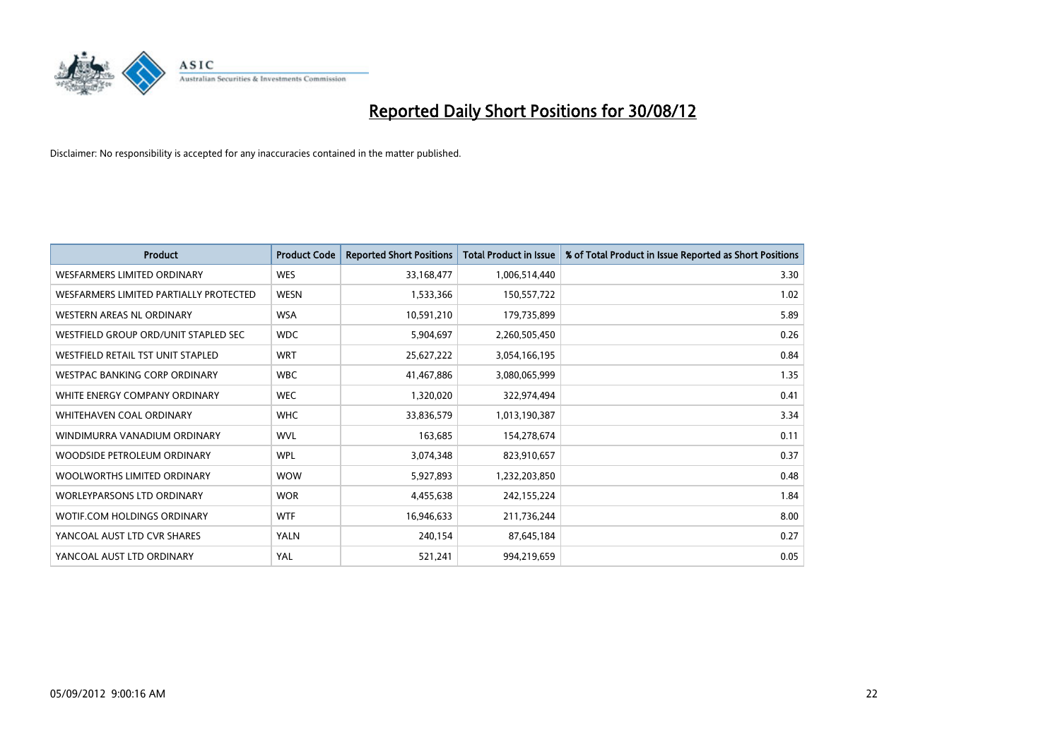# Reported Daily Short Positions for 30/08/12

Disclaimer: No responsibility is accepted for any inaccuracies contained in the matter published.

| Product | Product Code | Reported Short Positions | Total Product in Issue | % of Total Product in Issue Reported as Short Positions |
|---|---|---|---|---|
| WESFARMERS LIMITED ORDINARY | WES | 33,168,477 | 1,006,514,440 | 3.30 |
| WESFARMERS LIMITED PARTIALLY PROTECTED | WESN | 1,533,366 | 150,557,722 | 1.02 |
| WESTERN AREAS NL ORDINARY | WSA | 10,591,210 | 179,735,899 | 5.89 |
| WESTFIELD GROUP ORD/UNIT STAPLED SEC | WDC | 5,904,697 | 2,260,505,450 | 0.26 |
| WESTFIELD RETAIL TST UNIT STAPLED | WRT | 25,627,222 | 3,054,166,195 | 0.84 |
| WESTPAC BANKING CORP ORDINARY | WBC | 41,467,886 | 3,080,065,999 | 1.35 |
| WHITE ENERGY COMPANY ORDINARY | WEC | 1,320,020 | 322,974,494 | 0.41 |
| WHITEHAVEN COAL ORDINARY | WHC | 33,836,579 | 1,013,190,387 | 3.34 |
| WINDIMURRA VANADIUM ORDINARY | WVL | 163,685 | 154,278,674 | 0.11 |
| WOODSIDE PETROLEUM ORDINARY | WPL | 3,074,348 | 823,910,657 | 0.37 |
| WOOLWORTHS LIMITED ORDINARY | WOW | 5,927,893 | 1,232,203,850 | 0.48 |
| WORLEYPARSONS LTD ORDINARY | WOR | 4,455,638 | 242,155,224 | 1.84 |
| WOTIF.COM HOLDINGS ORDINARY | WTF | 16,946,633 | 211,736,244 | 8.00 |
| YANCOAL AUST LTD CVR SHARES | YALN | 240,154 | 87,645,184 | 0.27 |
| YANCOAL AUST LTD ORDINARY | YAL | 521,241 | 994,219,659 | 0.05 |